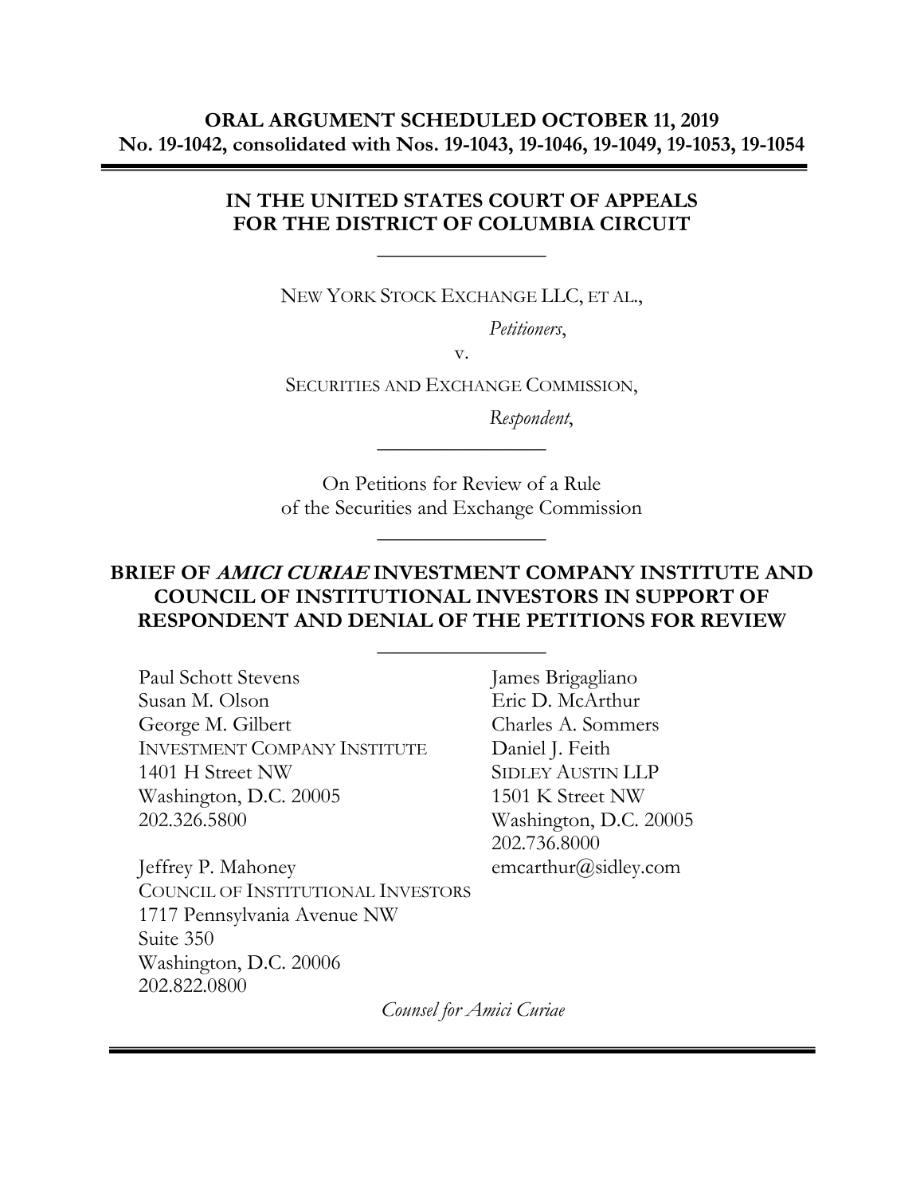**ORAL ARGUMENT SCHEDULED OCTOBER 11, 2019**
**No. 19-1042, consolidated with Nos. 19-1043, 19-1046, 19-1049, 19-1053, 19-1054**

---

**IN THE UNITED STATES COURT OF APPEALS FOR THE DISTRICT OF COLUMBIA CIRCUIT**

---

NEW YORK STOCK EXCHANGE LLC, ET AL.,

*Petitioners*,

v.

SECURITIES AND EXCHANGE COMMISSION,

*Respondent*,

---

On Petitions for Review of a Rule of the Securities and Exchange Commission

---

**BRIEF OF *AMICI CURIAE* INVESTMENT COMPANY INSTITUTE AND COUNCIL OF INSTITUTIONAL INVESTORS IN SUPPORT OF RESPONDENT AND DENIAL OF THE PETITIONS FOR REVIEW**

---

Paul Schott Stevens
Susan M. Olson
George M. Gilbert
INVESTMENT COMPANY INSTITUTE
1401 H Street NW
Washington, D.C. 20005
202.326.5800

Jeffrey P. Mahoney
COUNCIL OF INSTITUTIONAL INVESTORS
1717 Pennsylvania Avenue NW
Suite 350
Washington, D.C. 20006
202.822.0800

James Brigagliano
Eric D. McArthur
Charles A. Sommers
Daniel J. Feith
SIDLEY AUSTIN LLP
1501 K Street NW
Washington, D.C. 20005
202.736.8000
emcarthur@sidley.com

*Counsel for Amici Curiae*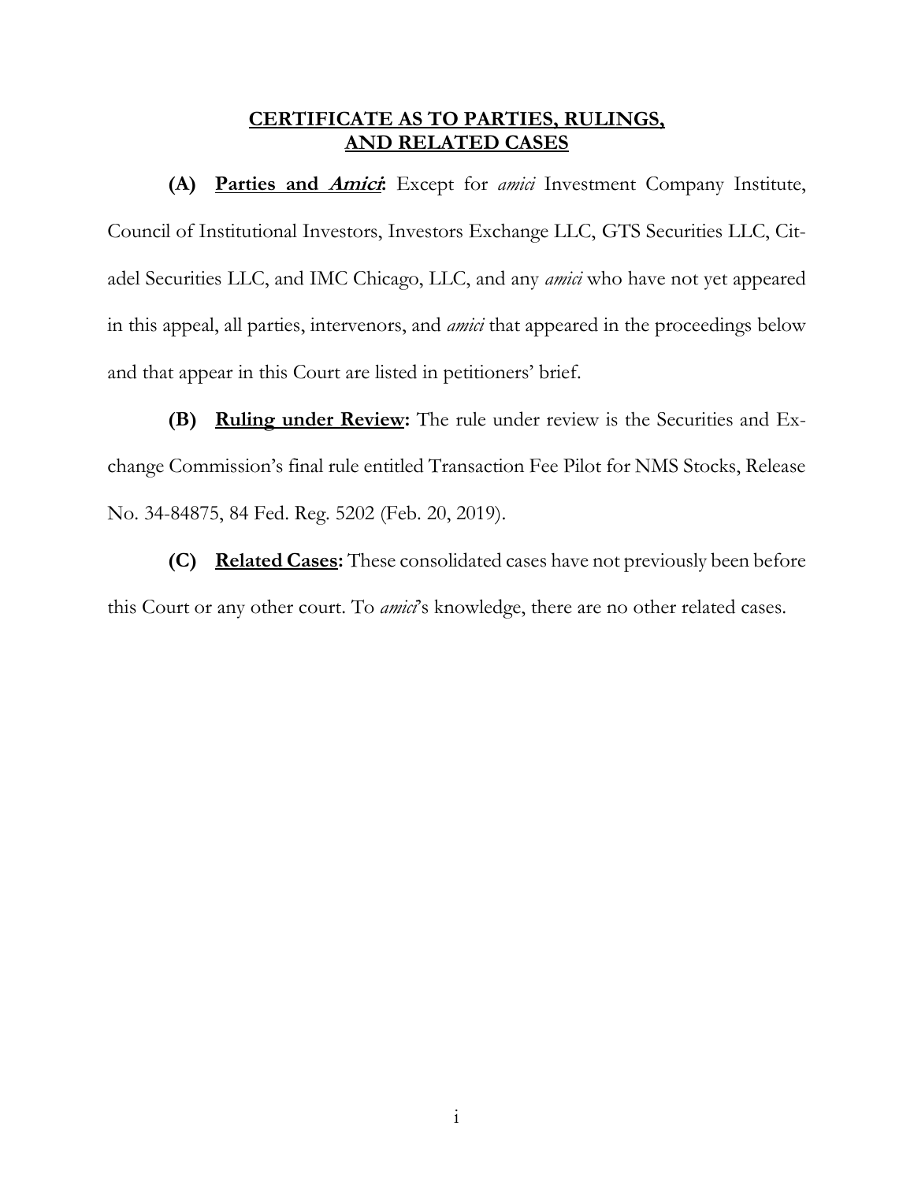## CERTIFICATE AS TO PARTIES, RULINGS, AND RELATED CASES

**(A) Parties and *Amici*:** Except for *amici* Investment Company Institute, Council of Institutional Investors, Investors Exchange LLC, GTS Securities LLC, Citadel Securities LLC, and IMC Chicago, LLC, and any *amici* who have not yet appeared in this appeal, all parties, intervenors, and *amici* that appeared in the proceedings below and that appear in this Court are listed in petitioners' brief.

**(B) Ruling under Review:** The rule under review is the Securities and Exchange Commission's final rule entitled Transaction Fee Pilot for NMS Stocks, Release No. 34-84875, 84 Fed. Reg. 5202 (Feb. 20, 2019).

**(C) Related Cases:** These consolidated cases have not previously been before this Court or any other court. To *amici*'s knowledge, there are no other related cases.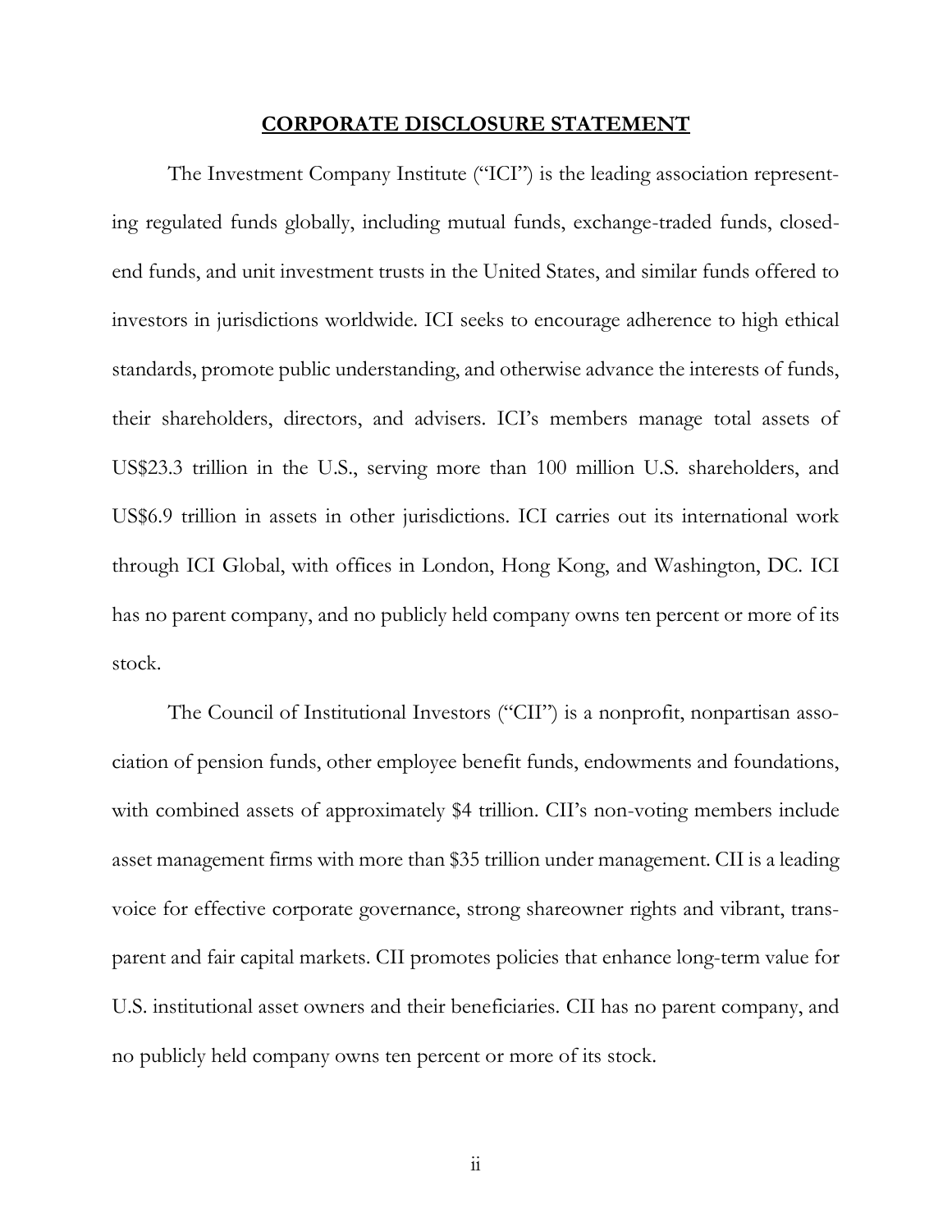## CORPORATE DISCLOSURE STATEMENT

The Investment Company Institute ("ICI") is the leading association representing regulated funds globally, including mutual funds, exchange-traded funds, closed-end funds, and unit investment trusts in the United States, and similar funds offered to investors in jurisdictions worldwide. ICI seeks to encourage adherence to high ethical standards, promote public understanding, and otherwise advance the interests of funds, their shareholders, directors, and advisers. ICI's members manage total assets of US$23.3 trillion in the U.S., serving more than 100 million U.S. shareholders, and US$6.9 trillion in assets in other jurisdictions. ICI carries out its international work through ICI Global, with offices in London, Hong Kong, and Washington, DC. ICI has no parent company, and no publicly held company owns ten percent or more of its stock.

The Council of Institutional Investors ("CII") is a nonprofit, nonpartisan association of pension funds, other employee benefit funds, endowments and foundations, with combined assets of approximately $4 trillion. CII's non-voting members include asset management firms with more than $35 trillion under management. CII is a leading voice for effective corporate governance, strong shareowner rights and vibrant, transparent and fair capital markets. CII promotes policies that enhance long-term value for U.S. institutional asset owners and their beneficiaries. CII has no parent company, and no publicly held company owns ten percent or more of its stock.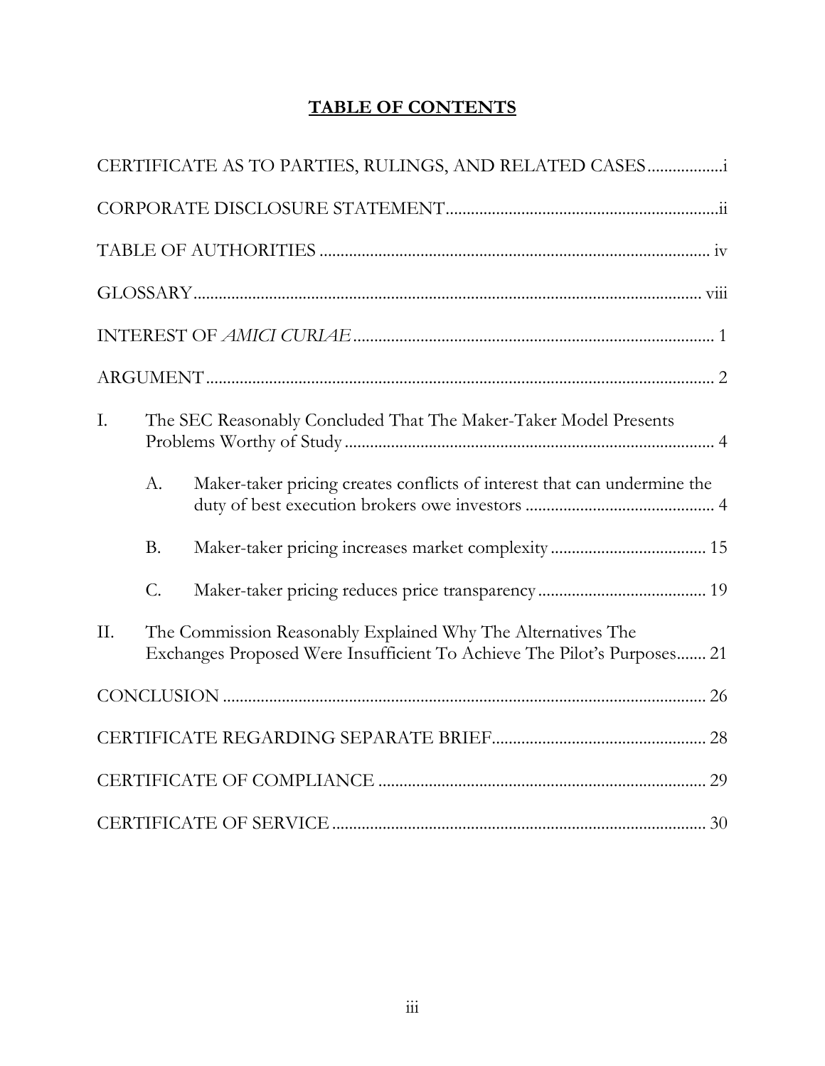# TABLE OF CONTENTS

CERTIFICATE AS TO PARTIES, RULINGS, AND RELATED CASES .................. i

CORPORATE DISCLOSURE STATEMENT .................. ii

TABLE OF AUTHORITIES .................. iv

GLOSSARY .................. viii

INTEREST OF *AMICI CURIAE* .................. 1

ARGUMENT .................. 2

I. The SEC Reasonably Concluded That The Maker-Taker Model Presents Problems Worthy of Study .................. 4

   A. Maker-taker pricing creates conflicts of interest that can undermine the duty of best execution brokers owe investors .................. 4

   B. Maker-taker pricing increases market complexity .................. 15

   C. Maker-taker pricing reduces price transparency .................. 19

II. The Commission Reasonably Explained Why The Alternatives The Exchanges Proposed Were Insufficient To Achieve The Pilot's Purposes .................. 21

CONCLUSION .................. 26

CERTIFICATE REGARDING SEPARATE BRIEF .................. 28

CERTIFICATE OF COMPLIANCE .................. 29

CERTIFICATE OF SERVICE .................. 30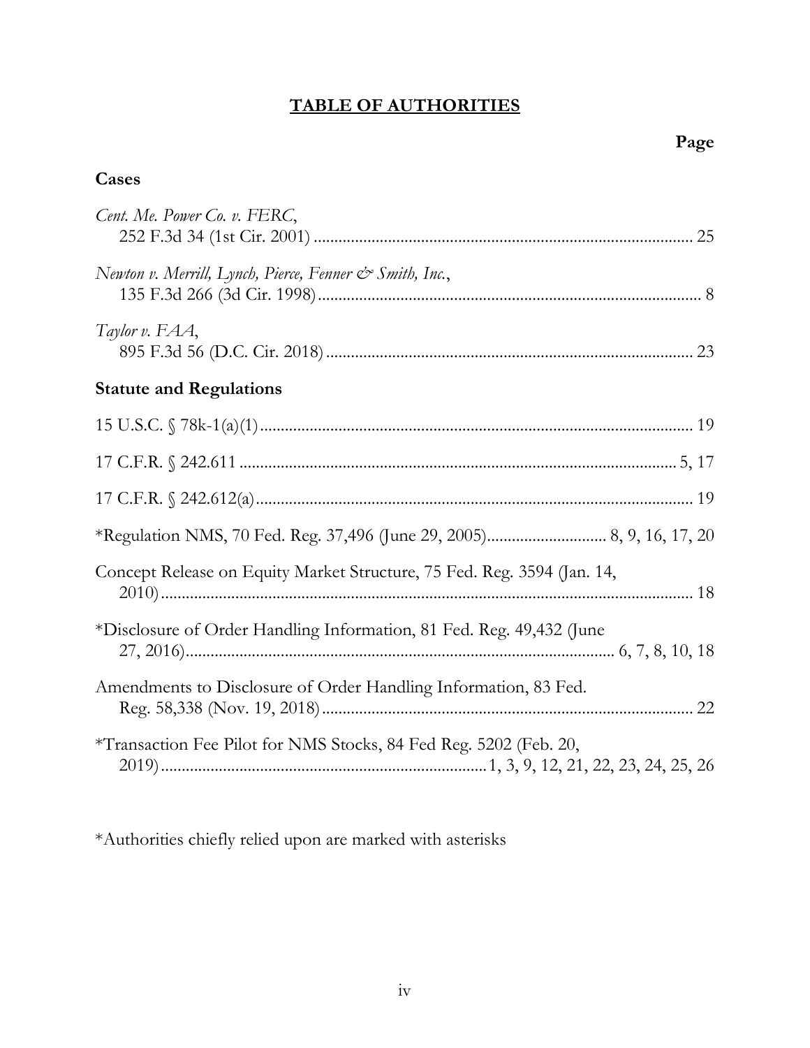# TABLE OF AUTHORITIES

**Page**

## Cases

*Cent. Me. Power Co. v. FERC*,
252 F.3d 34 (1st Cir. 2001) ............................................................................................ 25

*Newton v. Merrill, Lynch, Pierce, Fenner & Smith, Inc.*,
135 F.3d 266 (3d Cir. 1998) .............................................................................................. 8

*Taylor v. FAA*,
895 F.3d 56 (D.C. Cir. 2018) .......................................................................................... 23

## Statute and Regulations

15 U.S.C. § 78k-1(a)(1) ........................................................................................................ 19

17 C.F.R. § 242.611 ......................................................................................................... 5, 17

17 C.F.R. § 242.612(a) ........................................................................................................ 19

*Regulation NMS, 70 Fed. Reg. 37,496 (June 29, 2005) ............................ 8, 9, 16, 17, 20

Concept Release on Equity Market Structure, 75 Fed. Reg. 3594 (Jan. 14, 2010) ................................................................................................................................ 18

*Disclosure of Order Handling Information, 81 Fed. Reg. 49,432 (June 27, 2016) ....................................................................................................... 6, 7, 8, 10, 18

Amendments to Disclosure of Order Handling Information, 83 Fed. Reg. 58,338 (Nov. 19, 2018) ......................................................................................... 22

*Transaction Fee Pilot for NMS Stocks, 84 Fed Reg. 5202 (Feb. 20, 2019) ............................................................................ 1, 3, 9, 12, 21, 22, 23, 24, 25, 26

*Authorities chiefly relied upon are marked with asterisks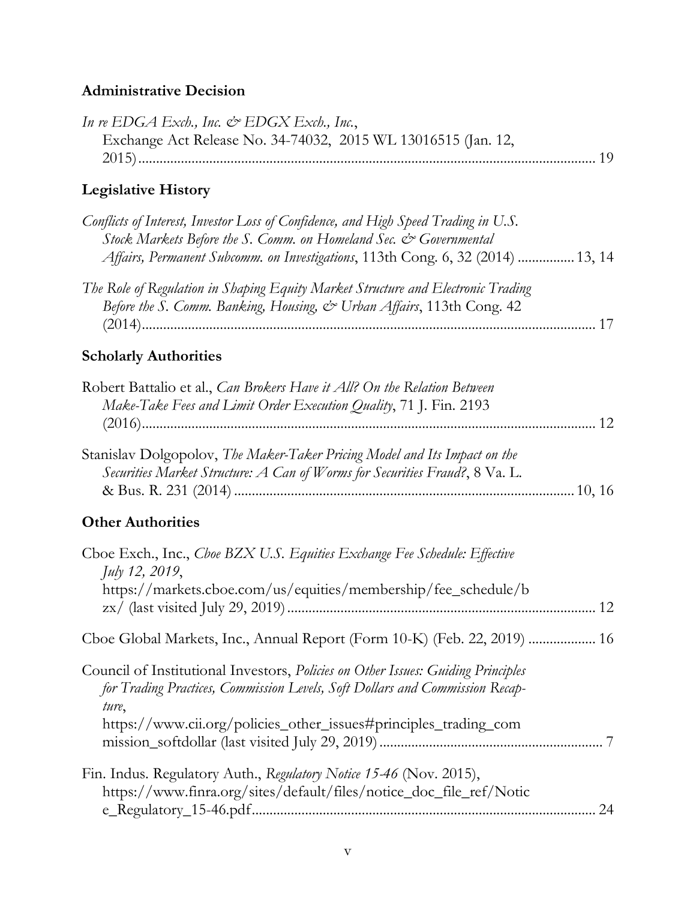## Administrative Decision

*In re EDGA Exch., Inc. & EDGX Exch., Inc.*, Exchange Act Release No. 34-74032, 2015 WL 13016515 (Jan. 12, 2015) ........ 19

## Legislative History

*Conflicts of Interest, Investor Loss of Confidence, and High Speed Trading in U.S. Stock Markets Before the S. Comm. on Homeland Sec. & Governmental Affairs, Permanent Subcomm. on Investigations*, 113th Cong. 6, 32 (2014) ........ 13, 14

*The Role of Regulation in Shaping Equity Market Structure and Electronic Trading Before the S. Comm. Banking, Housing, & Urban Affairs*, 113th Cong. 42 (2014) ........ 17

## Scholarly Authorities

Robert Battalio et al., *Can Brokers Have it All? On the Relation Between Make-Take Fees and Limit Order Execution Quality*, 71 J. Fin. 2193 (2016) ........ 12

Stanislav Dolgopolov, *The Maker-Taker Pricing Model and Its Impact on the Securities Market Structure: A Can of Worms for Securities Fraud?*, 8 Va. L. & Bus. R. 231 (2014) ........ 10, 16

## Other Authorities

Cboe Exch., Inc., *Cboe BZX U.S. Equities Exchange Fee Schedule: Effective July 12, 2019*, https://markets.cboe.com/us/equities/membership/fee_schedule/bzx/ (last visited July 29, 2019) ........ 12

Cboe Global Markets, Inc., Annual Report (Form 10-K) (Feb. 22, 2019) ........ 16

Council of Institutional Investors, *Policies on Other Issues: Guiding Principles for Trading Practices, Commission Levels, Soft Dollars and Commission Recapture*, https://www.cii.org/policies_other_issues#principles_trading_commission_softdollar (last visited July 29, 2019) ........ 7

Fin. Indus. Regulatory Auth., *Regulatory Notice 15-46* (Nov. 2015), https://www.finra.org/sites/default/files/notice_doc_file_ref/Notice_Regulatory_15-46.pdf ........ 24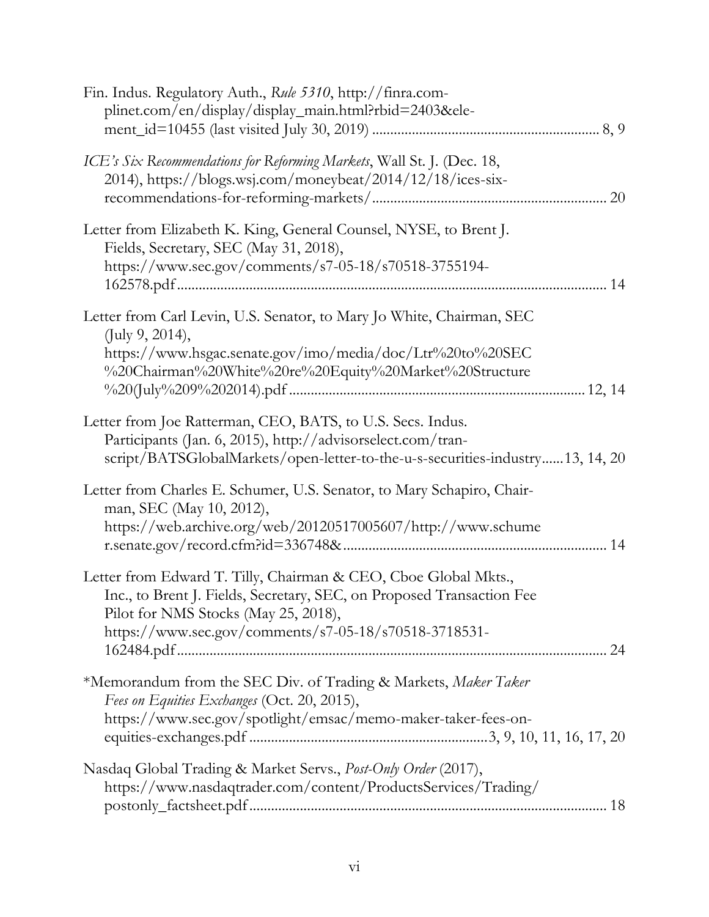Fin. Indus. Regulatory Auth., *Rule 5310*, http://finra.complinet.com/en/display/display_main.html?rbid=2403&element_id=10455 (last visited July 30, 2019) .............................................................. 8, 9

*ICE's Six Recommendations for Reforming Markets*, Wall St. J. (Dec. 18, 2014), https://blogs.wsj.com/moneybeat/2014/12/18/ices-six-recommendations-for-reforming-markets/................................................................ 20

Letter from Elizabeth K. King, General Counsel, NYSE, to Brent J. Fields, Secretary, SEC (May 31, 2018), https://www.sec.gov/comments/s7-05-18/s70518-3755194-162578.pdf...................................................................................................... 14

Letter from Carl Levin, U.S. Senator, to Mary Jo White, Chairman, SEC (July 9, 2014), https://www.hsgac.senate.gov/imo/media/doc/Ltr%20to%20SEC%20Chairman%20White%20re%20Equity%20Market%20Structure%20(July%209%202014).pdf................................................................................. 12, 14

Letter from Joe Ratterman, CEO, BATS, to U.S. Secs. Indus. Participants (Jan. 6, 2015), http://advisorselect.com/transcript/BATSGlobalMarkets/open-letter-to-the-u-s-securities-industry......13, 14, 20

Letter from Charles E. Schumer, U.S. Senator, to Mary Schapiro, Chairman, SEC (May 10, 2012), https://web.archive.org/web/20120517005607/http://www.schumer.senate.gov/record.cfm?id=336748&........................................................................ 14

Letter from Edward T. Tilly, Chairman & CEO, Cboe Global Mkts., Inc., to Brent J. Fields, Secretary, SEC, on Proposed Transaction Fee Pilot for NMS Stocks (May 25, 2018), https://www.sec.gov/comments/s7-05-18/s70518-3718531-162484.pdf...................................................................................................... 24

*Memorandum from the SEC Div. of Trading & Markets, *Maker Taker Fees on Equities Exchanges* (Oct. 20, 2015), https://www.sec.gov/spotlight/emsac/memo-maker-taker-fees-on-equities-exchanges.pdf .................................................................3, 9, 10, 11, 16, 17, 20

Nasdaq Global Trading & Market Servs., *Post-Only Order* (2017), https://www.nasdaqtrader.com/content/ProductsServices/Trading/postonly_factsheet.pdf................................................................................. 18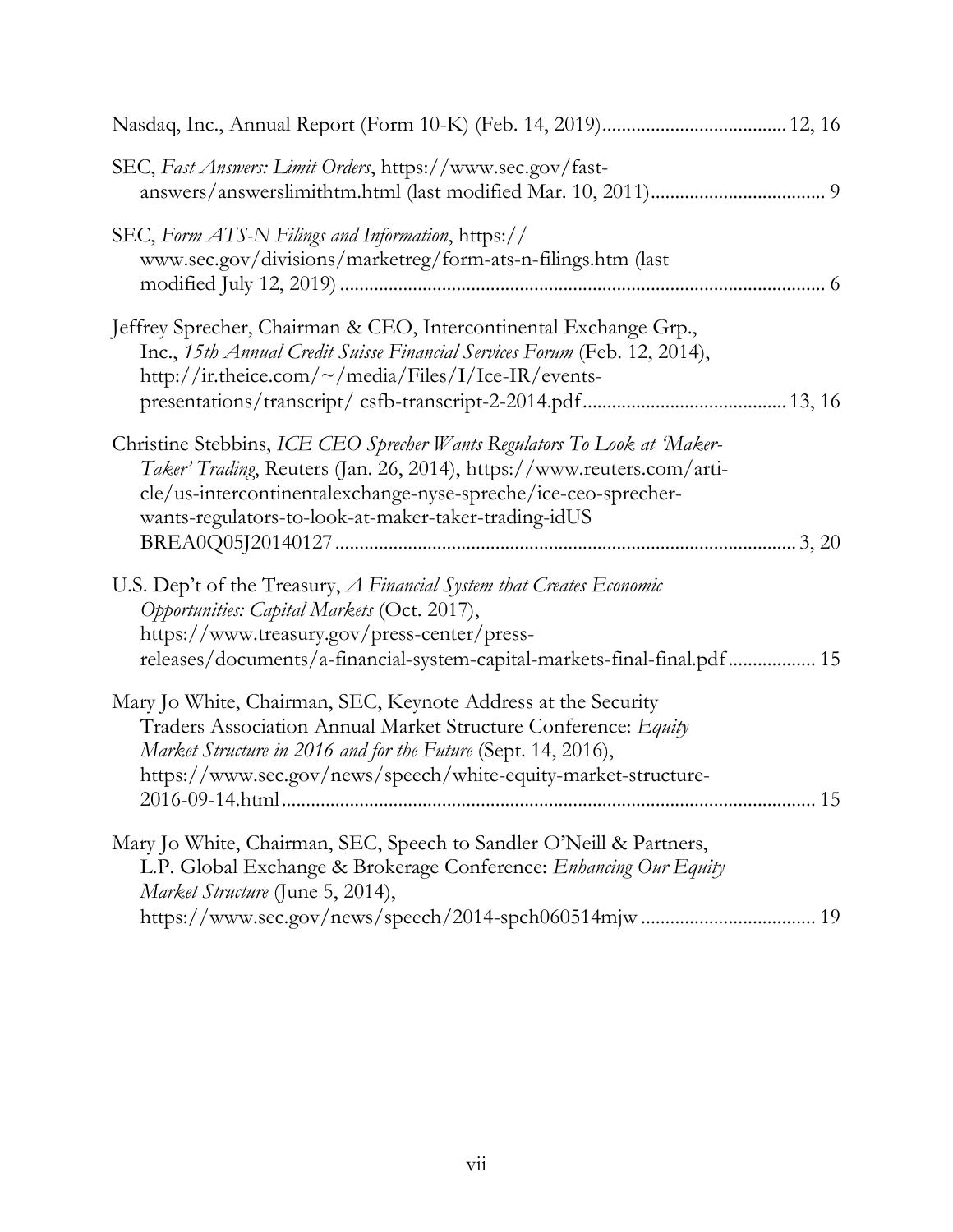Nasdaq, Inc., Annual Report (Form 10-K) (Feb. 14, 2019)...................................... 12, 16

SEC, *Fast Answers: Limit Orders*, https://www.sec.gov/fast-answers/answerslimithtm.html (last modified Mar. 10, 2011).................................... 9

SEC, *Form ATS-N Filings and Information*, https://www.sec.gov/divisions/marketreg/form-ats-n-filings.htm (last modified July 12, 2019) ................................................................................................ 6

Jeffrey Sprecher, Chairman & CEO, Intercontinental Exchange Grp., Inc., *15th Annual Credit Suisse Financial Services Forum* (Feb. 12, 2014), http://ir.theice.com/~/media/Files/I/Ice-IR/events-presentations/transcript/ csfb-transcript-2-2014.pdf......................................... 13, 16

Christine Stebbins, *ICE CEO Sprecher Wants Regulators To Look at 'Maker-Taker' Trading*, Reuters (Jan. 26, 2014), https://www.reuters.com/article/us-intercontinentalexchange-nyse-spreche/ice-ceo-sprecher-wants-regulators-to-look-at-maker-taker-trading-idUSBREA0Q05J20140127 ............................................................................................ 3, 20

U.S. Dep't of the Treasury, *A Financial System that Creates Economic Opportunities: Capital Markets* (Oct. 2017), https://www.treasury.gov/press-center/press-releases/documents/a-financial-system-capital-markets-final-final.pdf ................. 15

Mary Jo White, Chairman, SEC, Keynote Address at the Security Traders Association Annual Market Structure Conference: *Equity Market Structure in 2016 and for the Future* (Sept. 14, 2016), https://www.sec.gov/news/speech/white-equity-market-structure-2016-09-14.html............................................................................................................ 15

Mary Jo White, Chairman, SEC, Speech to Sandler O'Neill & Partners, L.P. Global Exchange & Brokerage Conference: *Enhancing Our Equity Market Structure* (June 5, 2014), https://www.sec.gov/news/speech/2014-spch060514mjw .................................. 19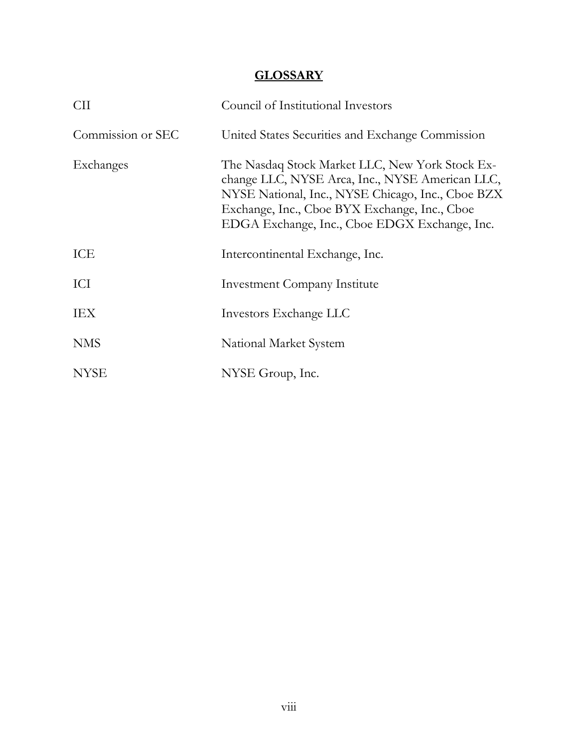## **GLOSSARY**

| | |
|---|---|
| CII | Council of Institutional Investors |
| Commission or SEC | United States Securities and Exchange Commission |
| Exchanges | The Nasdaq Stock Market LLC, New York Stock Exchange LLC, NYSE Arca, Inc., NYSE American LLC, NYSE National, Inc., NYSE Chicago, Inc., Cboe BZX Exchange, Inc., Cboe BYX Exchange, Inc., Cboe EDGA Exchange, Inc., Cboe EDGX Exchange, Inc. |
| ICE | Intercontinental Exchange, Inc. |
| ICI | Investment Company Institute |
| IEX | Investors Exchange LLC |
| NMS | National Market System |
| NYSE | NYSE Group, Inc. |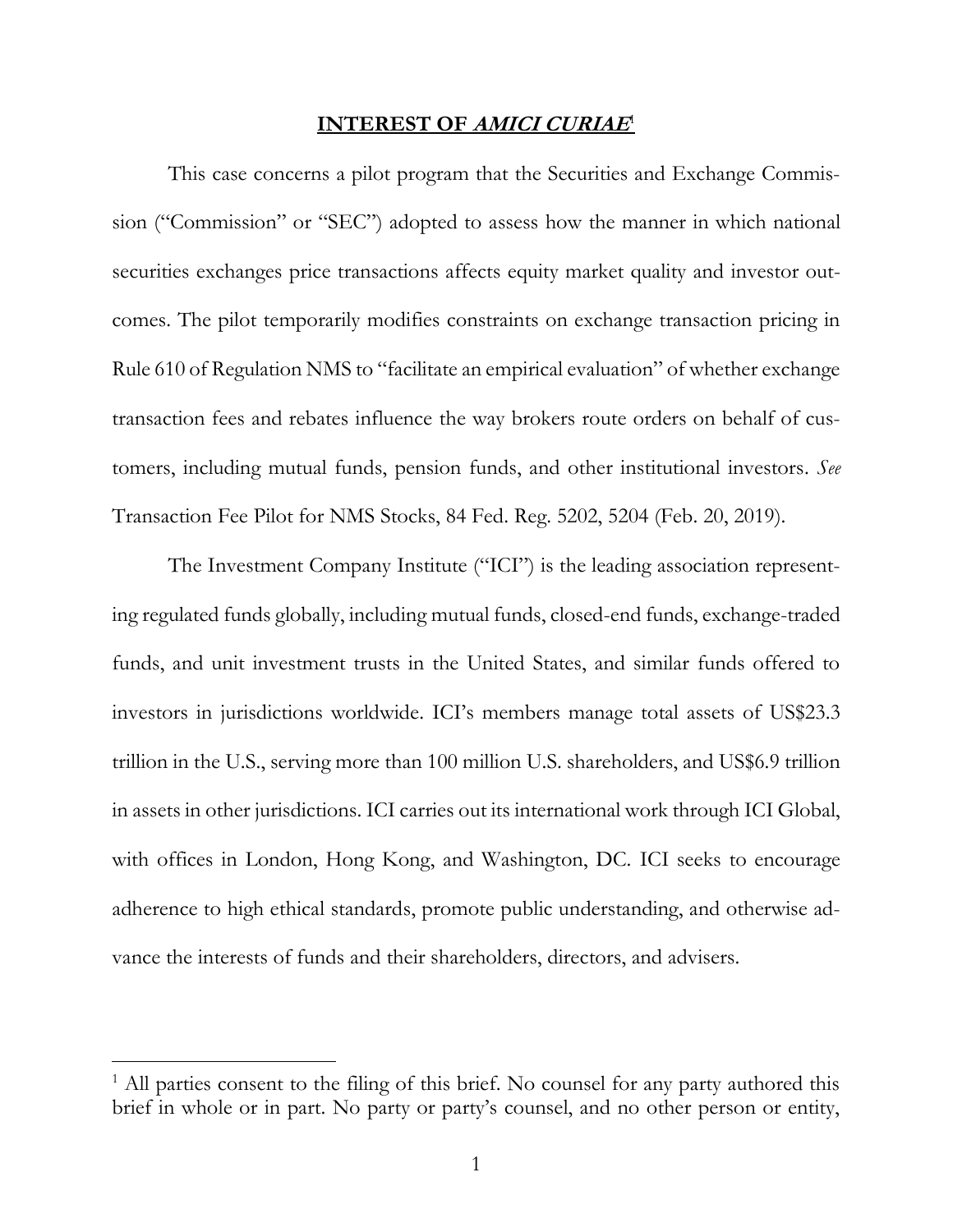## INTEREST OF *AMICI CURIAE*[1]

This case concerns a pilot program that the Securities and Exchange Commission ("Commission" or "SEC") adopted to assess how the manner in which national securities exchanges price transactions affects equity market quality and investor outcomes. The pilot temporarily modifies constraints on exchange transaction pricing in Rule 610 of Regulation NMS to "facilitate an empirical evaluation" of whether exchange transaction fees and rebates influence the way brokers route orders on behalf of customers, including mutual funds, pension funds, and other institutional investors. *See* Transaction Fee Pilot for NMS Stocks, 84 Fed. Reg. 5202, 5204 (Feb. 20, 2019).

The Investment Company Institute ("ICI") is the leading association representing regulated funds globally, including mutual funds, closed-end funds, exchange-traded funds, and unit investment trusts in the United States, and similar funds offered to investors in jurisdictions worldwide. ICI's members manage total assets of US$23.3 trillion in the U.S., serving more than 100 million U.S. shareholders, and US$6.9 trillion in assets in other jurisdictions. ICI carries out its international work through ICI Global, with offices in London, Hong Kong, and Washington, DC. ICI seeks to encourage adherence to high ethical standards, promote public understanding, and otherwise advance the interests of funds and their shareholders, directors, and advisers.

---

[1] All parties consent to the filing of this brief. No counsel for any party authored this brief in whole or in part. No party or party's counsel, and no other person or entity,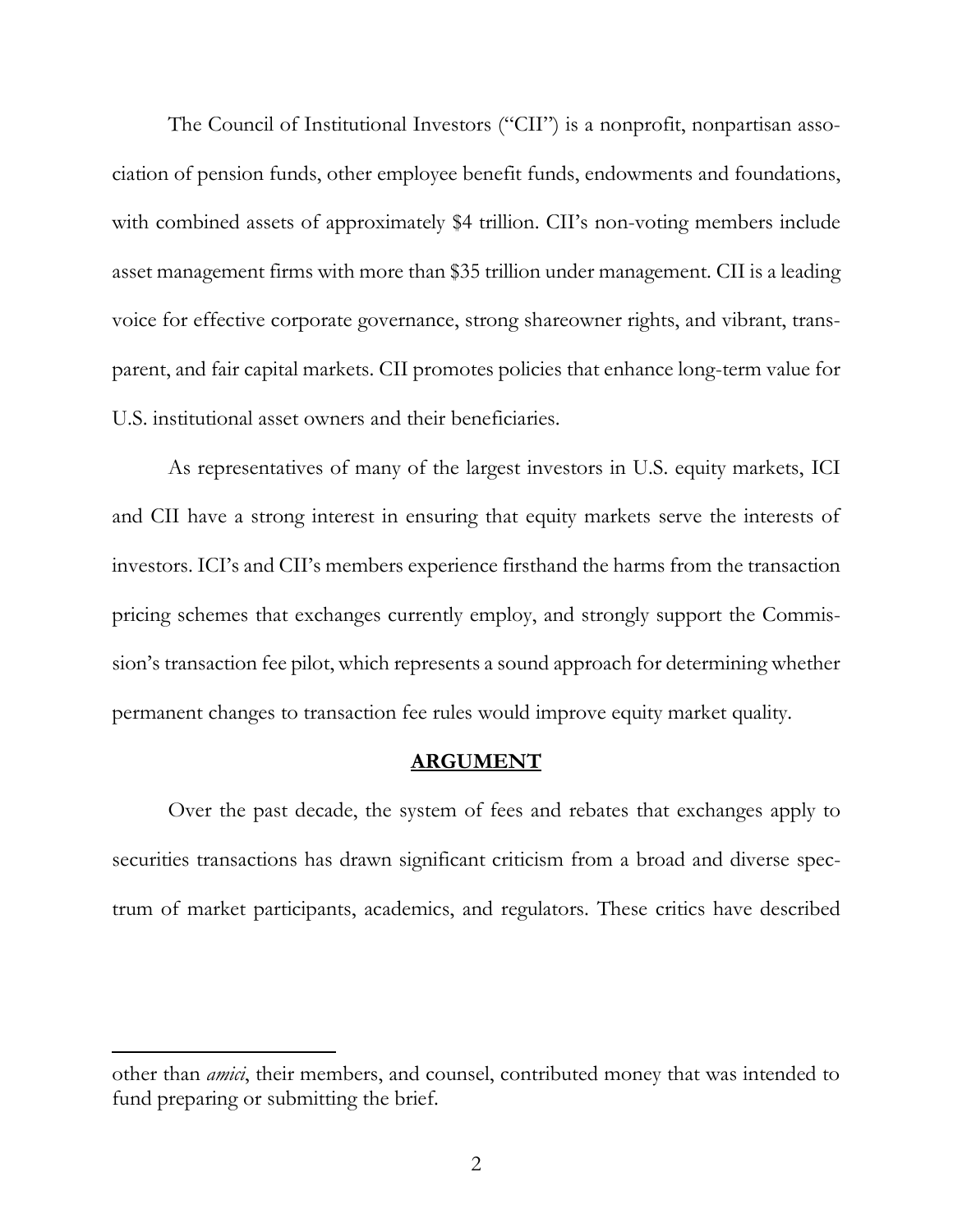The Council of Institutional Investors ("CII") is a nonprofit, nonpartisan association of pension funds, other employee benefit funds, endowments and foundations, with combined assets of approximately $4 trillion. CII's non-voting members include asset management firms with more than $35 trillion under management. CII is a leading voice for effective corporate governance, strong shareowner rights, and vibrant, transparent, and fair capital markets. CII promotes policies that enhance long-term value for U.S. institutional asset owners and their beneficiaries.

As representatives of many of the largest investors in U.S. equity markets, ICI and CII have a strong interest in ensuring that equity markets serve the interests of investors. ICI's and CII's members experience firsthand the harms from the transaction pricing schemes that exchanges currently employ, and strongly support the Commission's transaction fee pilot, which represents a sound approach for determining whether permanent changes to transaction fee rules would improve equity market quality.

## ARGUMENT

Over the past decade, the system of fees and rebates that exchanges apply to securities transactions has drawn significant criticism from a broad and diverse spectrum of market participants, academics, and regulators. These critics have described

---

other than *amici*, their members, and counsel, contributed money that was intended to fund preparing or submitting the brief.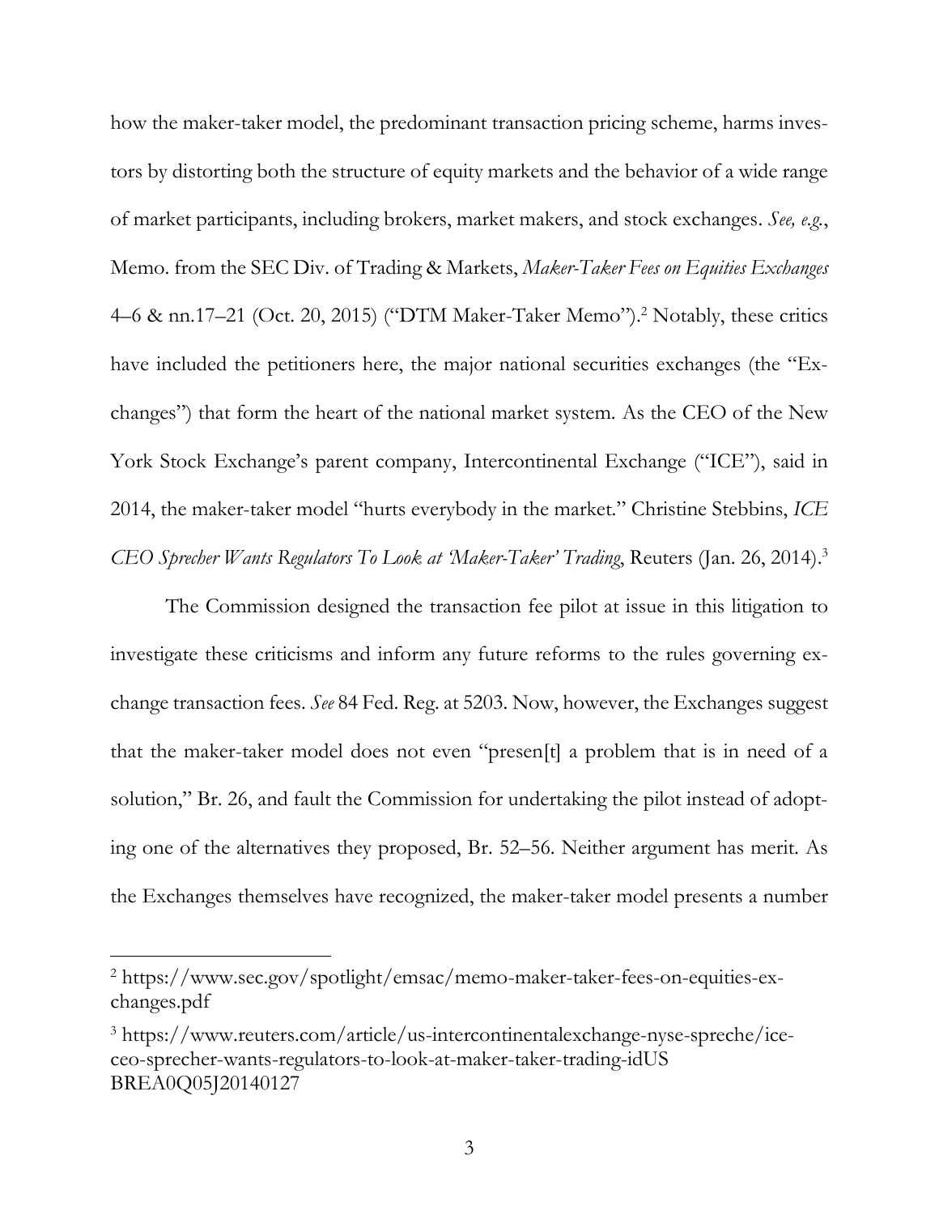how the maker-taker model, the predominant transaction pricing scheme, harms investors by distorting both the structure of equity markets and the behavior of a wide range of market participants, including brokers, market makers, and stock exchanges. *See, e.g.*, Memo. from the SEC Div. of Trading & Markets, *Maker-Taker Fees on Equities Exchanges* 4–6 & nn.17–21 (Oct. 20, 2015) ("DTM Maker-Taker Memo").[2] Notably, these critics have included the petitioners here, the major national securities exchanges (the "Exchanges") that form the heart of the national market system. As the CEO of the New York Stock Exchange's parent company, Intercontinental Exchange ("ICE"), said in 2014, the maker-taker model "hurts everybody in the market." Christine Stebbins, *ICE CEO Sprecher Wants Regulators To Look at 'Maker-Taker' Trading*, Reuters (Jan. 26, 2014).[3]

The Commission designed the transaction fee pilot at issue in this litigation to investigate these criticisms and inform any future reforms to the rules governing exchange transaction fees. *See* 84 Fed. Reg. at 5203. Now, however, the Exchanges suggest that the maker-taker model does not even "presen[t] a problem that is in need of a solution," Br. 26, and fault the Commission for undertaking the pilot instead of adopting one of the alternatives they proposed, Br. 52–56. Neither argument has merit. As the Exchanges themselves have recognized, the maker-taker model presents a number

---

[2] https://www.sec.gov/spotlight/emsac/memo-maker-taker-fees-on-equities-exchanges.pdf

[3] https://www.reuters.com/article/us-intercontinentalexchange-nyse-spreche/ice-ceo-sprecher-wants-regulators-to-look-at-maker-taker-trading-idUS BREA0Q05J20140127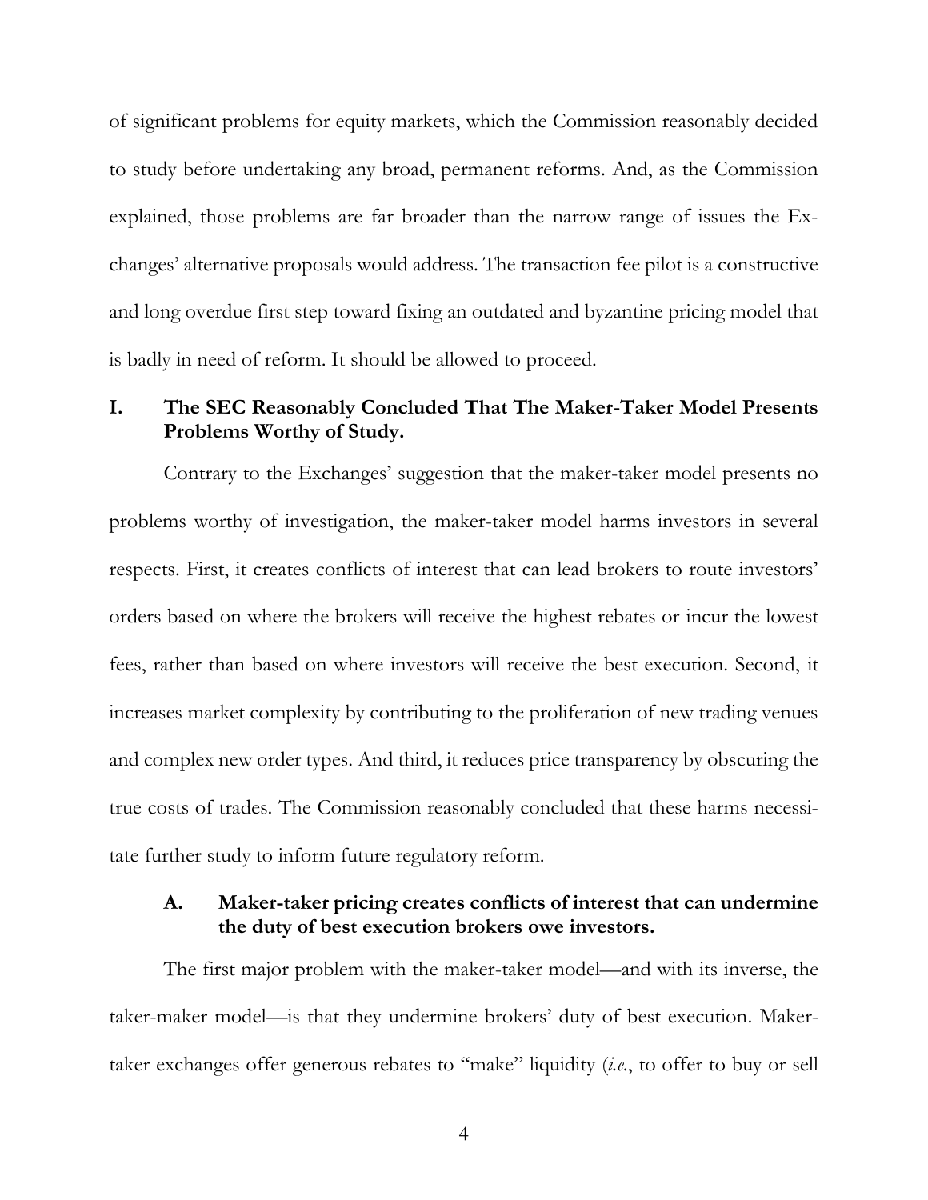of significant problems for equity markets, which the Commission reasonably decided to study before undertaking any broad, permanent reforms. And, as the Commission explained, those problems are far broader than the narrow range of issues the Exchanges' alternative proposals would address. The transaction fee pilot is a constructive and long overdue first step toward fixing an outdated and byzantine pricing model that is badly in need of reform. It should be allowed to proceed.

## I. The SEC Reasonably Concluded That The Maker-Taker Model Presents Problems Worthy of Study.

Contrary to the Exchanges' suggestion that the maker-taker model presents no problems worthy of investigation, the maker-taker model harms investors in several respects. First, it creates conflicts of interest that can lead brokers to route investors' orders based on where the brokers will receive the highest rebates or incur the lowest fees, rather than based on where investors will receive the best execution. Second, it increases market complexity by contributing to the proliferation of new trading venues and complex new order types. And third, it reduces price transparency by obscuring the true costs of trades. The Commission reasonably concluded that these harms necessitate further study to inform future regulatory reform.

### A. Maker-taker pricing creates conflicts of interest that can undermine the duty of best execution brokers owe investors.

The first major problem with the maker-taker model—and with its inverse, the taker-maker model—is that they undermine brokers' duty of best execution. Maker-taker exchanges offer generous rebates to "make" liquidity (*i.e.*, to offer to buy or sell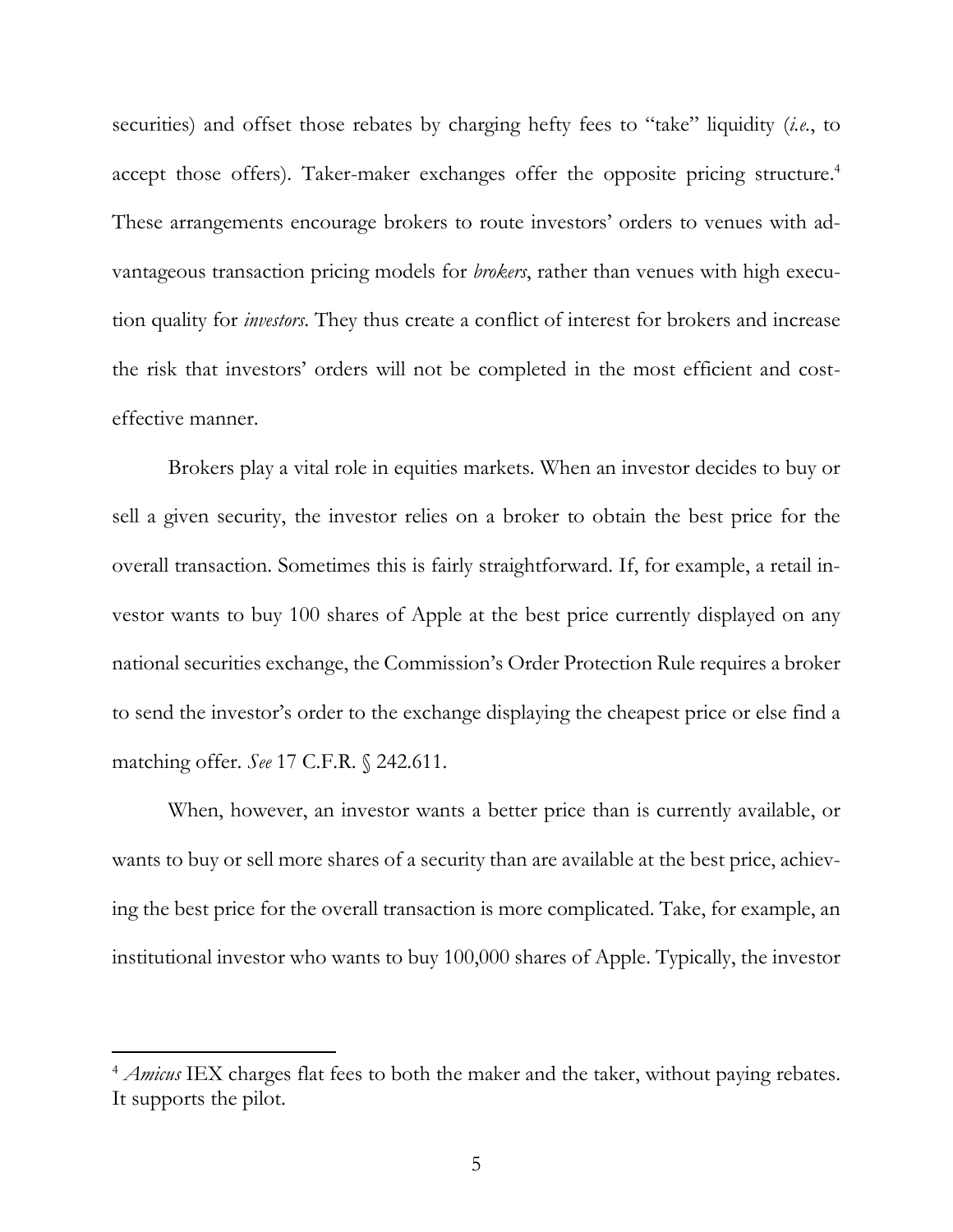securities) and offset those rebates by charging hefty fees to "take" liquidity (*i.e.*, to accept those offers). Taker-maker exchanges offer the opposite pricing structure.[4] These arrangements encourage brokers to route investors' orders to venues with advantageous transaction pricing models for *brokers*, rather than venues with high execution quality for *investors*. They thus create a conflict of interest for brokers and increase the risk that investors' orders will not be completed in the most efficient and cost-effective manner.

Brokers play a vital role in equities markets. When an investor decides to buy or sell a given security, the investor relies on a broker to obtain the best price for the overall transaction. Sometimes this is fairly straightforward. If, for example, a retail investor wants to buy 100 shares of Apple at the best price currently displayed on any national securities exchange, the Commission's Order Protection Rule requires a broker to send the investor's order to the exchange displaying the cheapest price or else find a matching offer. *See* 17 C.F.R. § 242.611.

When, however, an investor wants a better price than is currently available, or wants to buy or sell more shares of a security than are available at the best price, achieving the best price for the overall transaction is more complicated. Take, for example, an institutional investor who wants to buy 100,000 shares of Apple. Typically, the investor

---

[4] *Amicus* IEX charges flat fees to both the maker and the taker, without paying rebates. It supports the pilot.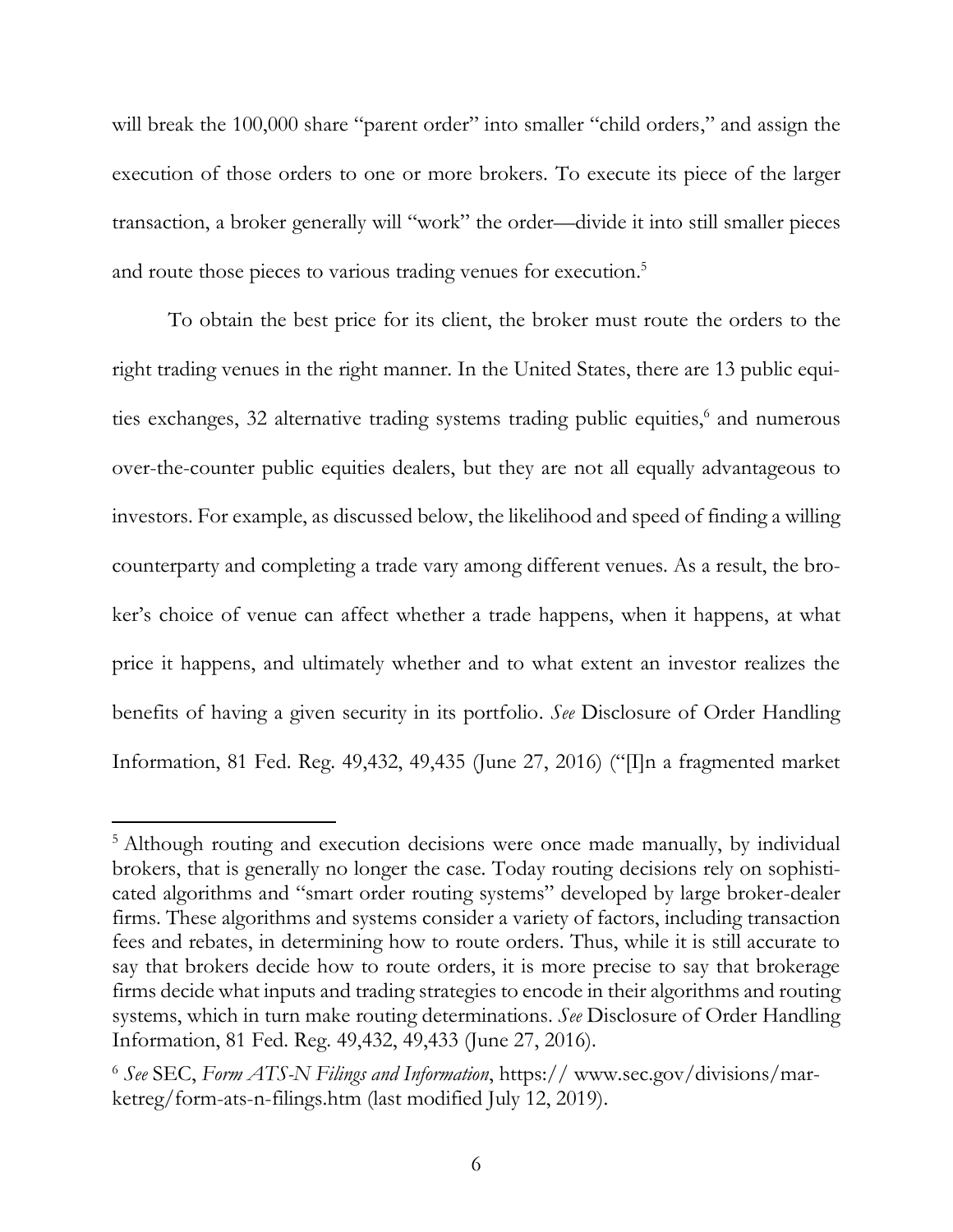will break the 100,000 share "parent order" into smaller "child orders," and assign the execution of those orders to one or more brokers. To execute its piece of the larger transaction, a broker generally will "work" the order—divide it into still smaller pieces and route those pieces to various trading venues for execution.[5]

To obtain the best price for its client, the broker must route the orders to the right trading venues in the right manner. In the United States, there are 13 public equities exchanges, 32 alternative trading systems trading public equities,[6] and numerous over-the-counter public equities dealers, but they are not all equally advantageous to investors. For example, as discussed below, the likelihood and speed of finding a willing counterparty and completing a trade vary among different venues. As a result, the broker's choice of venue can affect whether a trade happens, when it happens, at what price it happens, and ultimately whether and to what extent an investor realizes the benefits of having a given security in its portfolio. *See* Disclosure of Order Handling Information, 81 Fed. Reg. 49,432, 49,435 (June 27, 2016) ("[I]n a fragmented market

---

[5] Although routing and execution decisions were once made manually, by individual brokers, that is generally no longer the case. Today routing decisions rely on sophisticated algorithms and "smart order routing systems" developed by large broker-dealer firms. These algorithms and systems consider a variety of factors, including transaction fees and rebates, in determining how to route orders. Thus, while it is still accurate to say that brokers decide how to route orders, it is more precise to say that brokerage firms decide what inputs and trading strategies to encode in their algorithms and routing systems, which in turn make routing determinations. *See* Disclosure of Order Handling Information, 81 Fed. Reg. 49,432, 49,433 (June 27, 2016).

[6] *See* SEC, *Form ATS-N Filings and Information*, https:// www.sec.gov/divisions/marketreg/form-ats-n-filings.htm (last modified July 12, 2019).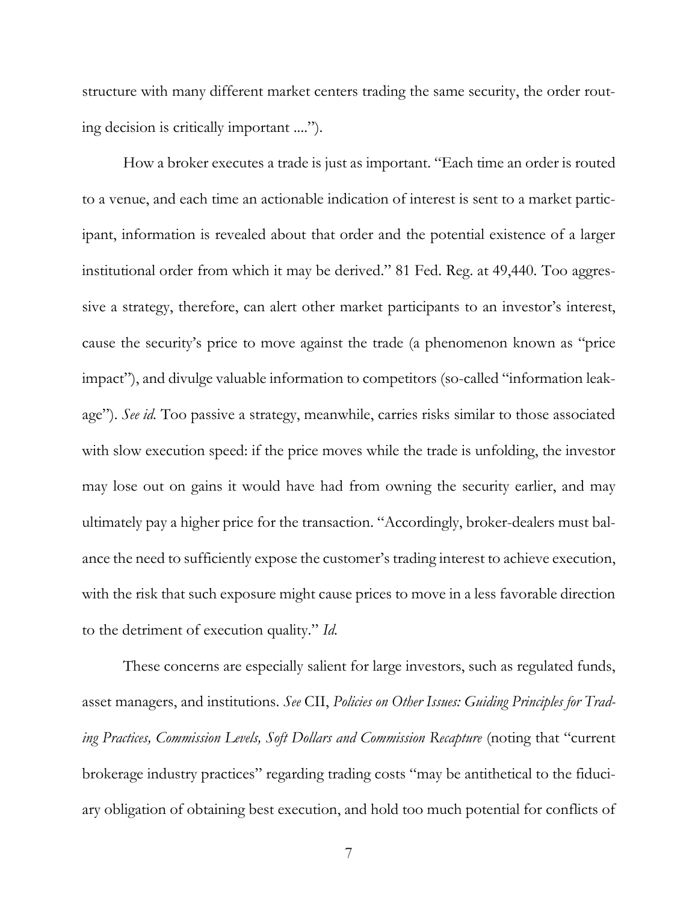structure with many different market centers trading the same security, the order routing decision is critically important ....").

How a broker executes a trade is just as important. "Each time an order is routed to a venue, and each time an actionable indication of interest is sent to a market participant, information is revealed about that order and the potential existence of a larger institutional order from which it may be derived." 81 Fed. Reg. at 49,440. Too aggressive a strategy, therefore, can alert other market participants to an investor's interest, cause the security's price to move against the trade (a phenomenon known as "price impact"), and divulge valuable information to competitors (so-called "information leakage"). *See id.* Too passive a strategy, meanwhile, carries risks similar to those associated with slow execution speed: if the price moves while the trade is unfolding, the investor may lose out on gains it would have had from owning the security earlier, and may ultimately pay a higher price for the transaction. "Accordingly, broker-dealers must balance the need to sufficiently expose the customer's trading interest to achieve execution, with the risk that such exposure might cause prices to move in a less favorable direction to the detriment of execution quality." *Id.*

These concerns are especially salient for large investors, such as regulated funds, asset managers, and institutions. *See* CII, *Policies on Other Issues: Guiding Principles for Trading Practices, Commission Levels, Soft Dollars and Commission Recapture* (noting that "current brokerage industry practices" regarding trading costs "may be antithetical to the fiduciary obligation of obtaining best execution, and hold too much potential for conflicts of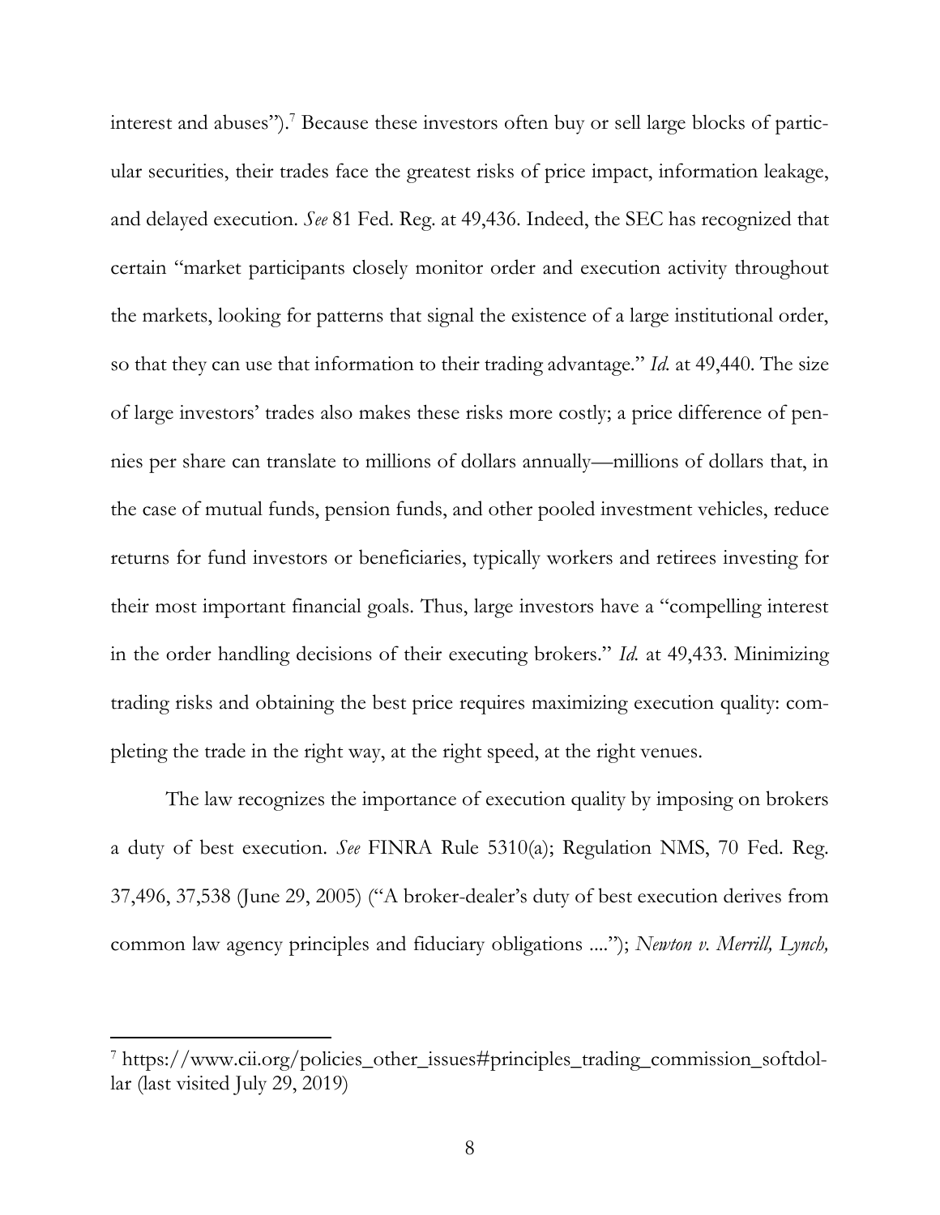interest and abuses").[7] Because these investors often buy or sell large blocks of particular securities, their trades face the greatest risks of price impact, information leakage, and delayed execution. *See* 81 Fed. Reg. at 49,436. Indeed, the SEC has recognized that certain "market participants closely monitor order and execution activity throughout the markets, looking for patterns that signal the existence of a large institutional order, so that they can use that information to their trading advantage." *Id.* at 49,440. The size of large investors' trades also makes these risks more costly; a price difference of pennies per share can translate to millions of dollars annually—millions of dollars that, in the case of mutual funds, pension funds, and other pooled investment vehicles, reduce returns for fund investors or beneficiaries, typically workers and retirees investing for their most important financial goals. Thus, large investors have a "compelling interest in the order handling decisions of their executing brokers." *Id.* at 49,433. Minimizing trading risks and obtaining the best price requires maximizing execution quality: completing the trade in the right way, at the right speed, at the right venues.

The law recognizes the importance of execution quality by imposing on brokers a duty of best execution. *See* FINRA Rule 5310(a); Regulation NMS, 70 Fed. Reg. 37,496, 37,538 (June 29, 2005) ("A broker-dealer's duty of best execution derives from common law agency principles and fiduciary obligations ...."); *Newton v. Merrill, Lynch,*

---

[7] https://www.cii.org/policies_other_issues#principles_trading_commission_softdollar (last visited July 29, 2019)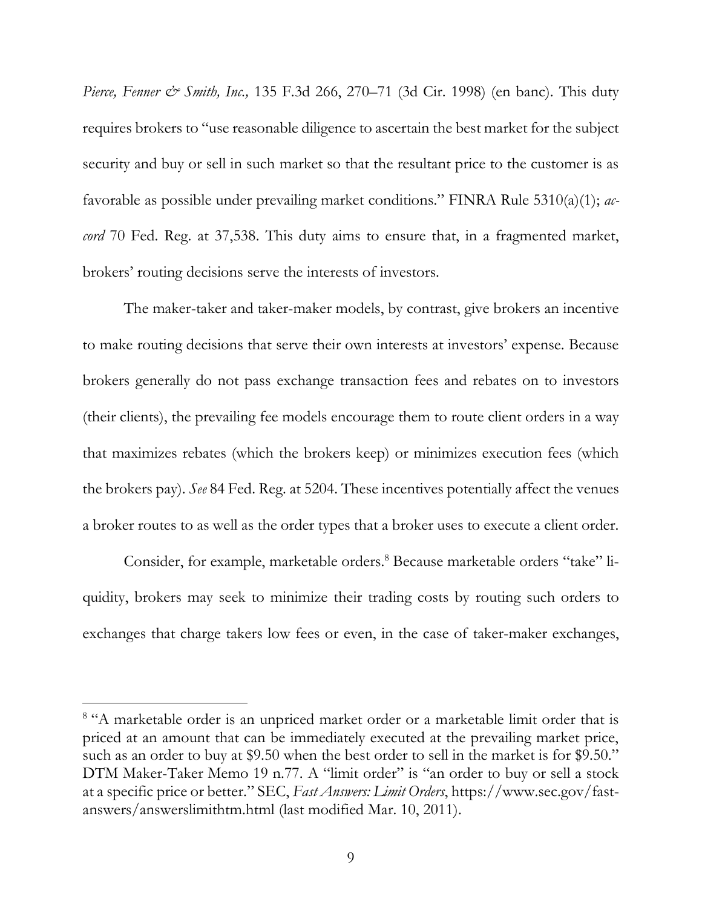*Pierce, Fenner & Smith, Inc.,* 135 F.3d 266, 270–71 (3d Cir. 1998) (en banc). This duty requires brokers to "use reasonable diligence to ascertain the best market for the subject security and buy or sell in such market so that the resultant price to the customer is as favorable as possible under prevailing market conditions." FINRA Rule 5310(a)(1); *accord* 70 Fed. Reg. at 37,538. This duty aims to ensure that, in a fragmented market, brokers' routing decisions serve the interests of investors.

The maker-taker and taker-maker models, by contrast, give brokers an incentive to make routing decisions that serve their own interests at investors' expense. Because brokers generally do not pass exchange transaction fees and rebates on to investors (their clients), the prevailing fee models encourage them to route client orders in a way that maximizes rebates (which the brokers keep) or minimizes execution fees (which the brokers pay). *See* 84 Fed. Reg. at 5204. These incentives potentially affect the venues a broker routes to as well as the order types that a broker uses to execute a client order.

Consider, for example, marketable orders.[8] Because marketable orders "take" liquidity, brokers may seek to minimize their trading costs by routing such orders to exchanges that charge takers low fees or even, in the case of taker-maker exchanges,

---

[8] "A marketable order is an unpriced market order or a marketable limit order that is priced at an amount that can be immediately executed at the prevailing market price, such as an order to buy at $9.50 when the best order to sell in the market is for $9.50." DTM Maker-Taker Memo 19 n.77. A "limit order" is "an order to buy or sell a stock at a specific price or better." SEC, *Fast Answers: Limit Orders*, https://www.sec.gov/fast-answers/answerslimithtm.html (last modified Mar. 10, 2011).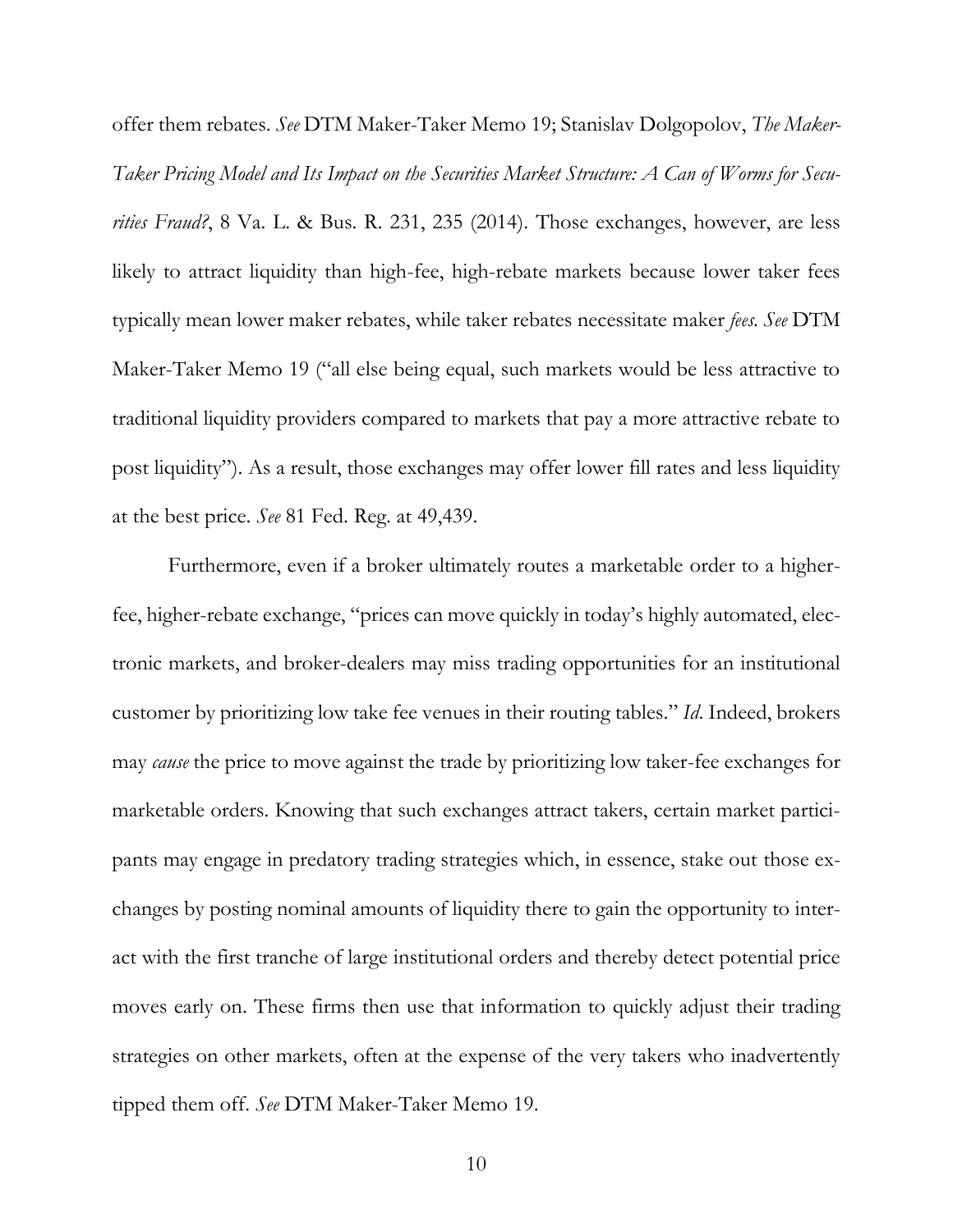offer them rebates. *See* DTM Maker-Taker Memo 19; Stanislav Dolgopolov, *The Maker-Taker Pricing Model and Its Impact on the Securities Market Structure: A Can of Worms for Securities Fraud?*, 8 Va. L. & Bus. R. 231, 235 (2014). Those exchanges, however, are less likely to attract liquidity than high-fee, high-rebate markets because lower taker fees typically mean lower maker rebates, while taker rebates necessitate maker *fees*. *See* DTM Maker-Taker Memo 19 ("all else being equal, such markets would be less attractive to traditional liquidity providers compared to markets that pay a more attractive rebate to post liquidity"). As a result, those exchanges may offer lower fill rates and less liquidity at the best price. *See* 81 Fed. Reg. at 49,439.

Furthermore, even if a broker ultimately routes a marketable order to a higher-fee, higher-rebate exchange, "prices can move quickly in today's highly automated, electronic markets, and broker-dealers may miss trading opportunities for an institutional customer by prioritizing low take fee venues in their routing tables." *Id*. Indeed, brokers may *cause* the price to move against the trade by prioritizing low taker-fee exchanges for marketable orders. Knowing that such exchanges attract takers, certain market participants may engage in predatory trading strategies which, in essence, stake out those exchanges by posting nominal amounts of liquidity there to gain the opportunity to interact with the first tranche of large institutional orders and thereby detect potential price moves early on. These firms then use that information to quickly adjust their trading strategies on other markets, often at the expense of the very takers who inadvertently tipped them off. *See* DTM Maker-Taker Memo 19.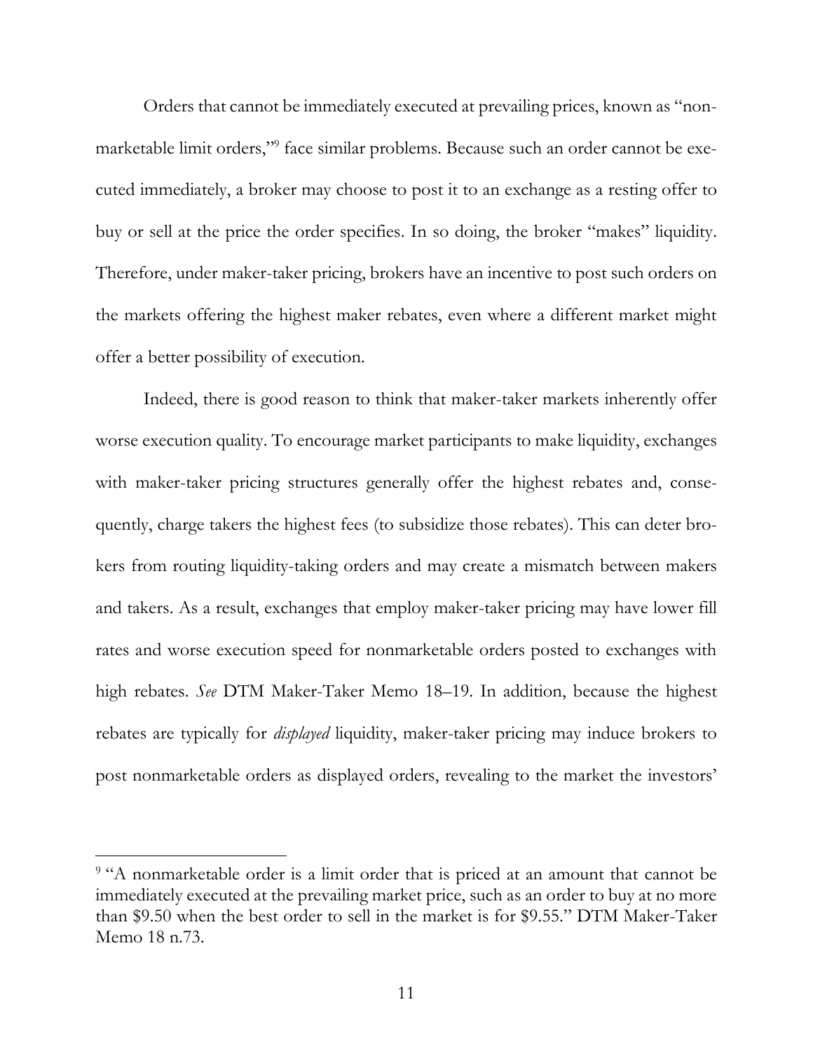Orders that cannot be immediately executed at prevailing prices, known as "non-marketable limit orders,"[9] face similar problems. Because such an order cannot be executed immediately, a broker may choose to post it to an exchange as a resting offer to buy or sell at the price the order specifies. In so doing, the broker "makes" liquidity. Therefore, under maker-taker pricing, brokers have an incentive to post such orders on the markets offering the highest maker rebates, even where a different market might offer a better possibility of execution.

Indeed, there is good reason to think that maker-taker markets inherently offer worse execution quality. To encourage market participants to make liquidity, exchanges with maker-taker pricing structures generally offer the highest rebates and, consequently, charge takers the highest fees (to subsidize those rebates). This can deter brokers from routing liquidity-taking orders and may create a mismatch between makers and takers. As a result, exchanges that employ maker-taker pricing may have lower fill rates and worse execution speed for nonmarketable orders posted to exchanges with high rebates. *See* DTM Maker-Taker Memo 18–19. In addition, because the highest rebates are typically for *displayed* liquidity, maker-taker pricing may induce brokers to post nonmarketable orders as displayed orders, revealing to the market the investors'

[9] "A nonmarketable order is a limit order that is priced at an amount that cannot be immediately executed at the prevailing market price, such as an order to buy at no more than $9.50 when the best order to sell in the market is for $9.55." DTM Maker-Taker Memo 18 n.73.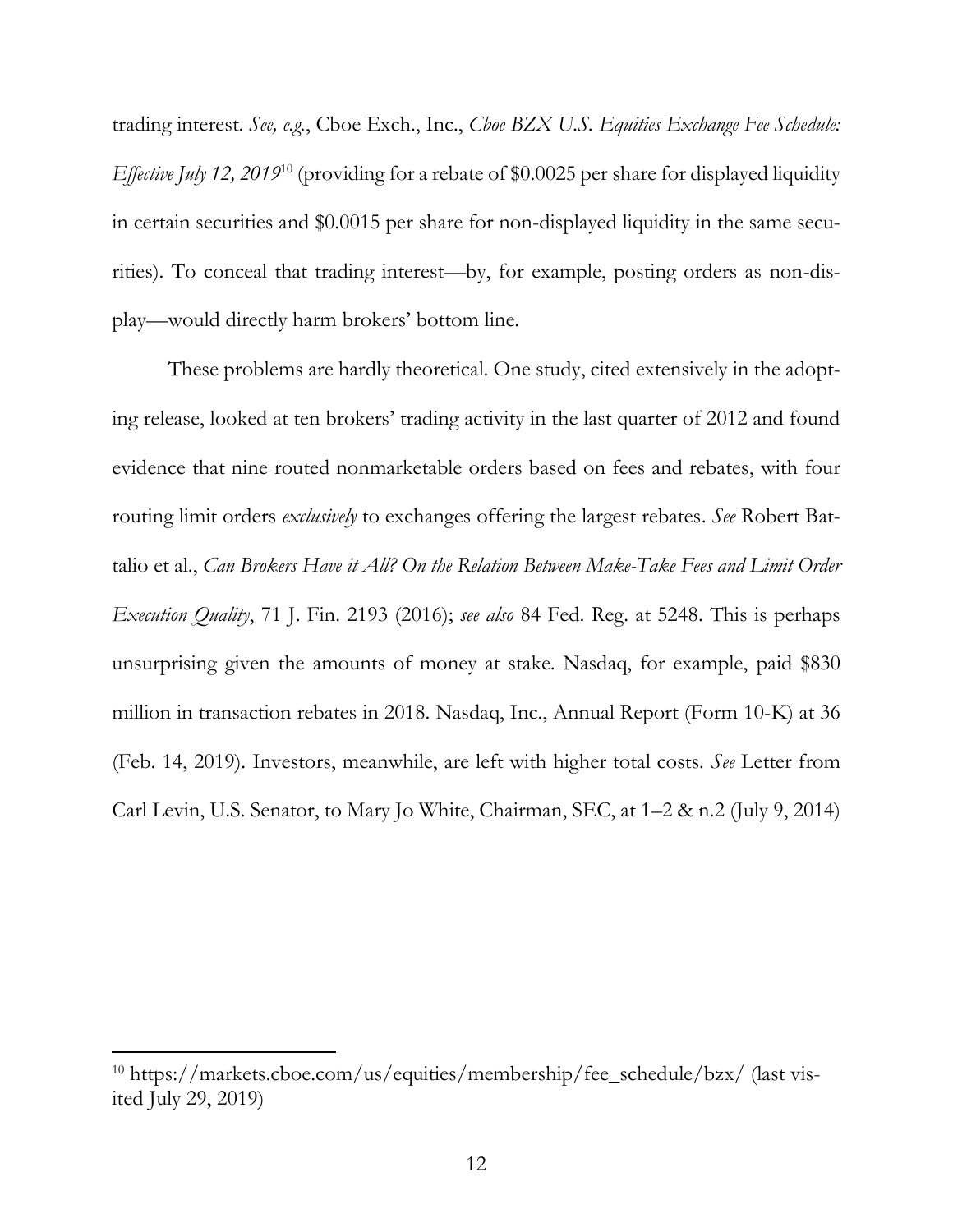trading interest. *See, e.g.*, Cboe Exch., Inc., *Cboe BZX U.S. Equities Exchange Fee Schedule: Effective July 12, 2019*[10] (providing for a rebate of $0.0025 per share for displayed liquidity in certain securities and $0.0015 per share for non-displayed liquidity in the same securities). To conceal that trading interest—by, for example, posting orders as non-display—would directly harm brokers' bottom line.

These problems are hardly theoretical. One study, cited extensively in the adopting release, looked at ten brokers' trading activity in the last quarter of 2012 and found evidence that nine routed nonmarketable orders based on fees and rebates, with four routing limit orders *exclusively* to exchanges offering the largest rebates. *See* Robert Battalio et al., *Can Brokers Have it All? On the Relation Between Make-Take Fees and Limit Order Execution Quality*, 71 J. Fin. 2193 (2016); *see also* 84 Fed. Reg. at 5248. This is perhaps unsurprising given the amounts of money at stake. Nasdaq, for example, paid $830 million in transaction rebates in 2018. Nasdaq, Inc., Annual Report (Form 10-K) at 36 (Feb. 14, 2019). Investors, meanwhile, are left with higher total costs. *See* Letter from Carl Levin, U.S. Senator, to Mary Jo White, Chairman, SEC, at 1–2 & n.2 (July 9, 2014)

---

[10] https://markets.cboe.com/us/equities/membership/fee_schedule/bzx/ (last visited July 29, 2019)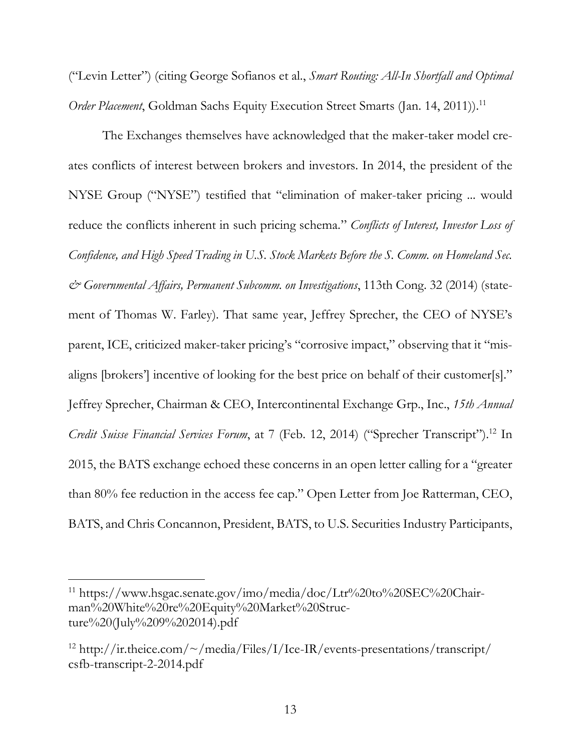("Levin Letter") (citing George Sofianos et al., *Smart Routing: All-In Shortfall and Optimal Order Placement*, Goldman Sachs Equity Execution Street Smarts (Jan. 14, 2011)).[11]

The Exchanges themselves have acknowledged that the maker-taker model creates conflicts of interest between brokers and investors. In 2014, the president of the NYSE Group ("NYSE") testified that "elimination of maker-taker pricing ... would reduce the conflicts inherent in such pricing schema." *Conflicts of Interest, Investor Loss of Confidence, and High Speed Trading in U.S. Stock Markets Before the S. Comm. on Homeland Sec. & Governmental Affairs, Permanent Subcomm. on Investigations*, 113th Cong. 32 (2014) (statement of Thomas W. Farley). That same year, Jeffrey Sprecher, the CEO of NYSE's parent, ICE, criticized maker-taker pricing's "corrosive impact," observing that it "misaligns [brokers'] incentive of looking for the best price on behalf of their customer[s]." Jeffrey Sprecher, Chairman & CEO, Intercontinental Exchange Grp., Inc., *15th Annual Credit Suisse Financial Services Forum*, at 7 (Feb. 12, 2014) ("Sprecher Transcript").[12] In 2015, the BATS exchange echoed these concerns in an open letter calling for a "greater than 80% fee reduction in the access fee cap." Open Letter from Joe Ratterman, CEO, BATS, and Chris Concannon, President, BATS, to U.S. Securities Industry Participants,

---

[11] https://www.hsgac.senate.gov/imo/media/doc/Ltr%20to%20SEC%20Chairman%20White%20re%20Equity%20Market%20Structure%20(July%209%202014).pdf

[12] http://ir.theice.com/~/media/Files/I/Ice-IR/events-presentations/transcript/csfb-transcript-2-2014.pdf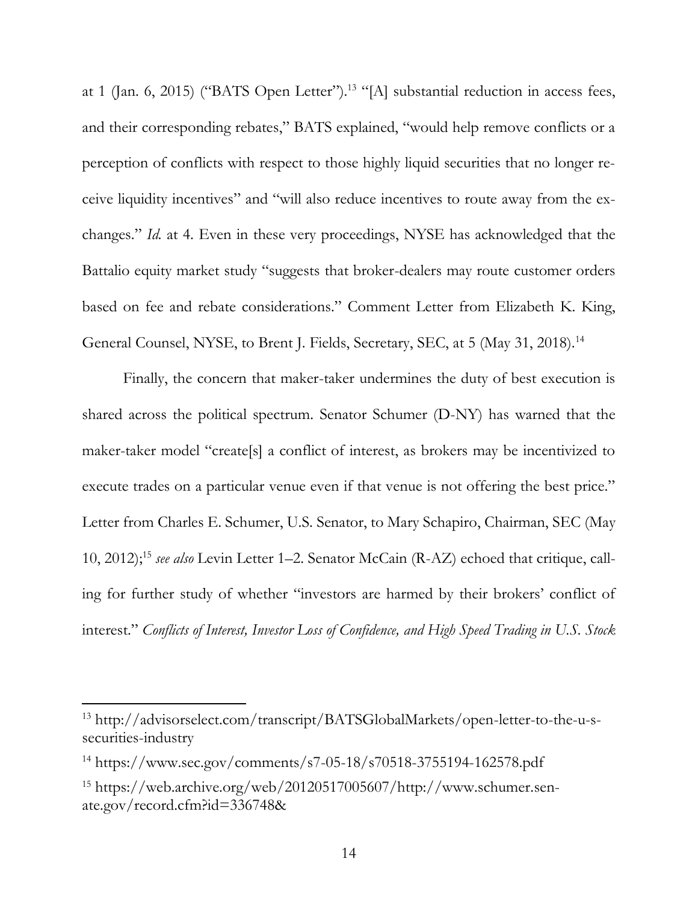at 1 (Jan. 6, 2015) ("BATS Open Letter").[13] "[A] substantial reduction in access fees, and their corresponding rebates," BATS explained, "would help remove conflicts or a perception of conflicts with respect to those highly liquid securities that no longer receive liquidity incentives" and "will also reduce incentives to route away from the exchanges." *Id.* at 4. Even in these very proceedings, NYSE has acknowledged that the Battalio equity market study "suggests that broker-dealers may route customer orders based on fee and rebate considerations." Comment Letter from Elizabeth K. King, General Counsel, NYSE, to Brent J. Fields, Secretary, SEC, at 5 (May 31, 2018).[14]

Finally, the concern that maker-taker undermines the duty of best execution is shared across the political spectrum. Senator Schumer (D-NY) has warned that the maker-taker model "create[s] a conflict of interest, as brokers may be incentivized to execute trades on a particular venue even if that venue is not offering the best price." Letter from Charles E. Schumer, U.S. Senator, to Mary Schapiro, Chairman, SEC (May 10, 2012);[15] *see also* Levin Letter 1–2. Senator McCain (R-AZ) echoed that critique, calling for further study of whether "investors are harmed by their brokers' conflict of interest." *Conflicts of Interest, Investor Loss of Confidence, and High Speed Trading in U.S. Stock*

---

[13] http://advisorselect.com/transcript/BATSGlobalMarkets/open-letter-to-the-u-s-securities-industry

[14] https://www.sec.gov/comments/s7-05-18/s70518-3755194-162578.pdf

[15] https://web.archive.org/web/20120517005607/http://www.schumer.senate.gov/record.cfm?id=336748&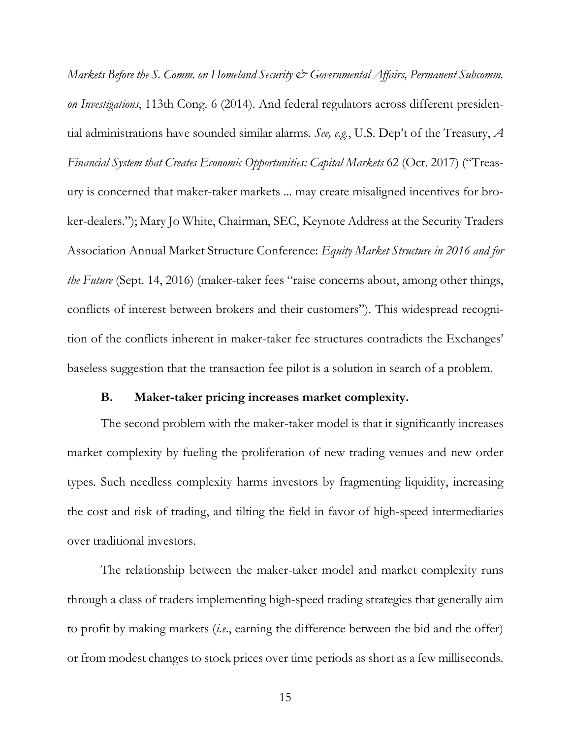*Markets Before the S. Comm. on Homeland Security & Governmental Affairs, Permanent Subcomm. on Investigations*, 113th Cong. 6 (2014). And federal regulators across different presidential administrations have sounded similar alarms. *See, e.g.*, U.S. Dep't of the Treasury, *A Financial System that Creates Economic Opportunities: Capital Markets* 62 (Oct. 2017) ("Treasury is concerned that maker-taker markets ... may create misaligned incentives for broker-dealers."); Mary Jo White, Chairman, SEC, Keynote Address at the Security Traders Association Annual Market Structure Conference: *Equity Market Structure in 2016 and for the Future* (Sept. 14, 2016) (maker-taker fees "raise concerns about, among other things, conflicts of interest between brokers and their customers"). This widespread recognition of the conflicts inherent in maker-taker fee structures contradicts the Exchanges' baseless suggestion that the transaction fee pilot is a solution in search of a problem.

### B. Maker-taker pricing increases market complexity.

The second problem with the maker-taker model is that it significantly increases market complexity by fueling the proliferation of new trading venues and new order types. Such needless complexity harms investors by fragmenting liquidity, increasing the cost and risk of trading, and tilting the field in favor of high-speed intermediaries over traditional investors.

The relationship between the maker-taker model and market complexity runs through a class of traders implementing high-speed trading strategies that generally aim to profit by making markets (*i.e.*, earning the difference between the bid and the offer) or from modest changes to stock prices over time periods as short as a few milliseconds.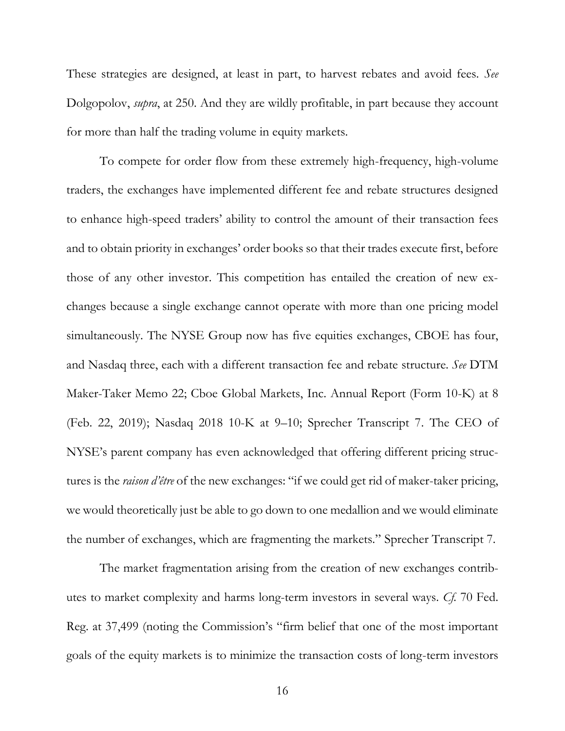These strategies are designed, at least in part, to harvest rebates and avoid fees. *See* Dolgopolov, *supra*, at 250. And they are wildly profitable, in part because they account for more than half the trading volume in equity markets.

To compete for order flow from these extremely high-frequency, high-volume traders, the exchanges have implemented different fee and rebate structures designed to enhance high-speed traders' ability to control the amount of their transaction fees and to obtain priority in exchanges' order books so that their trades execute first, before those of any other investor. This competition has entailed the creation of new exchanges because a single exchange cannot operate with more than one pricing model simultaneously. The NYSE Group now has five equities exchanges, CBOE has four, and Nasdaq three, each with a different transaction fee and rebate structure. *See* DTM Maker-Taker Memo 22; Cboe Global Markets, Inc. Annual Report (Form 10-K) at 8 (Feb. 22, 2019); Nasdaq 2018 10-K at 9–10; Sprecher Transcript 7. The CEO of NYSE's parent company has even acknowledged that offering different pricing structures is the *raison d'être* of the new exchanges: "if we could get rid of maker-taker pricing, we would theoretically just be able to go down to one medallion and we would eliminate the number of exchanges, which are fragmenting the markets." Sprecher Transcript 7.

The market fragmentation arising from the creation of new exchanges contributes to market complexity and harms long-term investors in several ways. *Cf.* 70 Fed. Reg. at 37,499 (noting the Commission's "firm belief that one of the most important goals of the equity markets is to minimize the transaction costs of long-term investors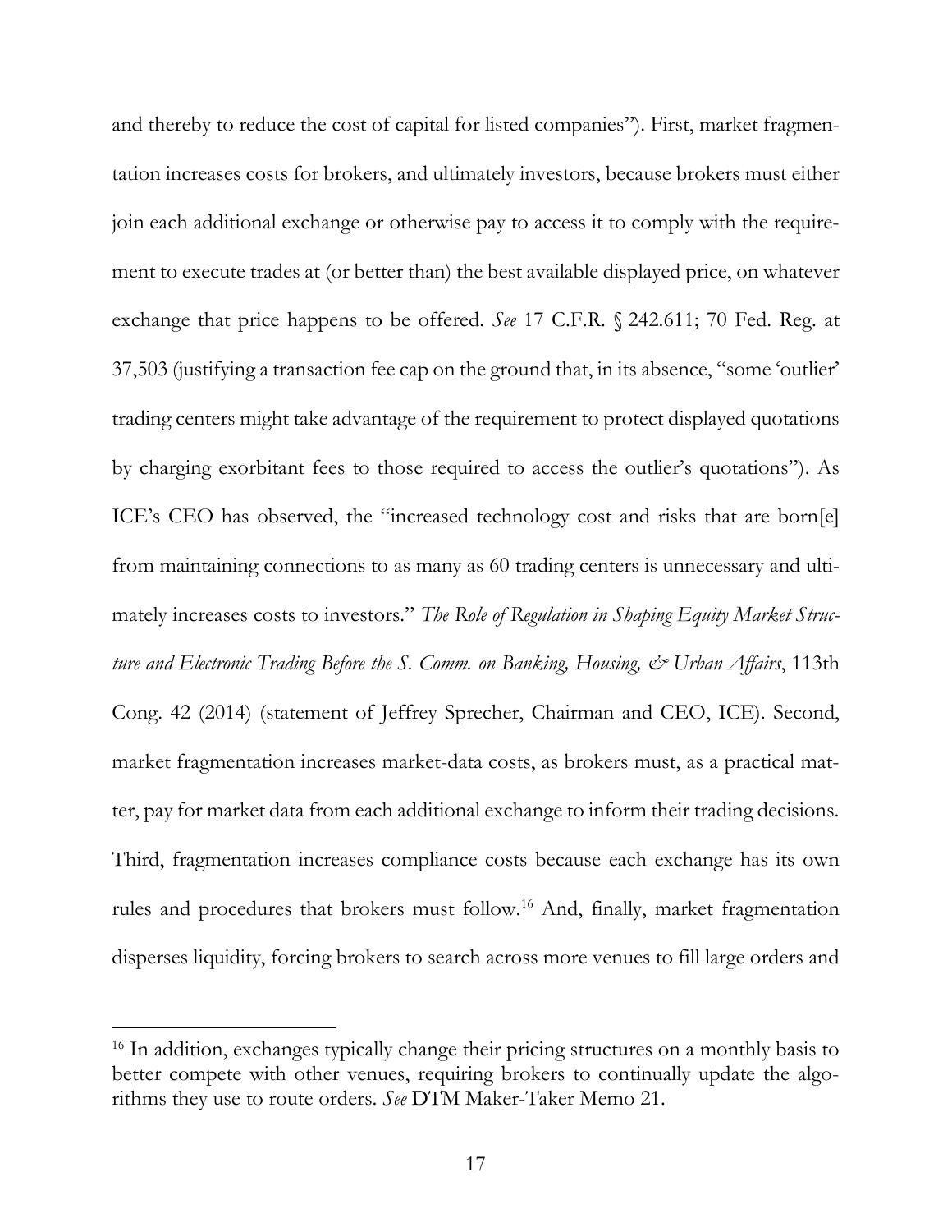and thereby to reduce the cost of capital for listed companies"). First, market fragmentation increases costs for brokers, and ultimately investors, because brokers must either join each additional exchange or otherwise pay to access it to comply with the requirement to execute trades at (or better than) the best available displayed price, on whatever exchange that price happens to be offered. *See* 17 C.F.R. § 242.611; 70 Fed. Reg. at 37,503 (justifying a transaction fee cap on the ground that, in its absence, "some 'outlier' trading centers might take advantage of the requirement to protect displayed quotations by charging exorbitant fees to those required to access the outlier's quotations"). As ICE's CEO has observed, the "increased technology cost and risks that are born[e] from maintaining connections to as many as 60 trading centers is unnecessary and ultimately increases costs to investors." *The Role of Regulation in Shaping Equity Market Structure and Electronic Trading Before the S. Comm. on Banking, Housing, & Urban Affairs*, 113th Cong. 42 (2014) (statement of Jeffrey Sprecher, Chairman and CEO, ICE). Second, market fragmentation increases market-data costs, as brokers must, as a practical matter, pay for market data from each additional exchange to inform their trading decisions. Third, fragmentation increases compliance costs because each exchange has its own rules and procedures that brokers must follow.[16] And, finally, market fragmentation disperses liquidity, forcing brokers to search across more venues to fill large orders and

---

[16] In addition, exchanges typically change their pricing structures on a monthly basis to better compete with other venues, requiring brokers to continually update the algorithms they use to route orders. *See* DTM Maker-Taker Memo 21.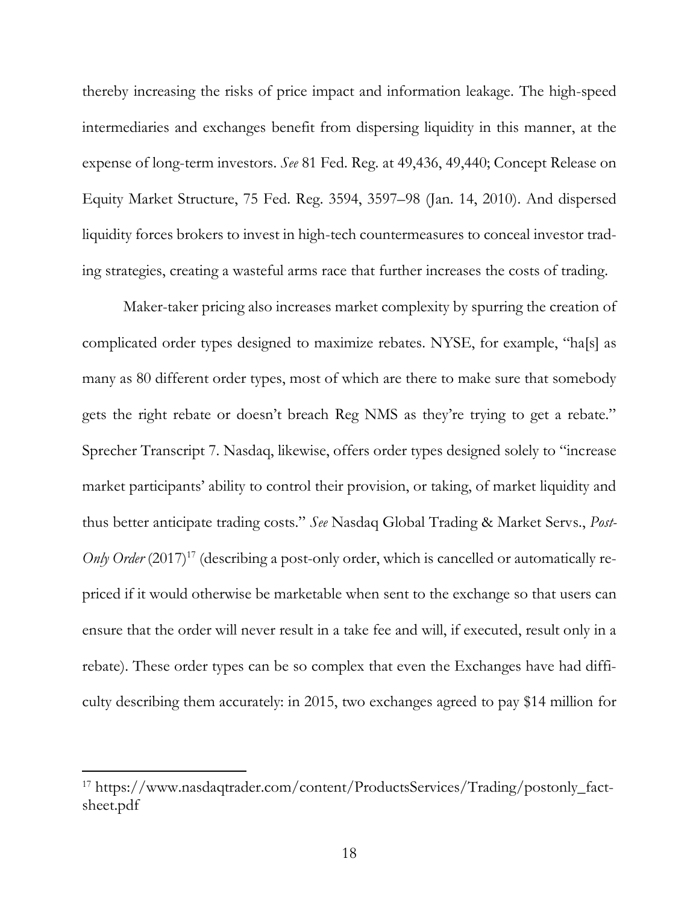thereby increasing the risks of price impact and information leakage. The high-speed intermediaries and exchanges benefit from dispersing liquidity in this manner, at the expense of long-term investors. *See* 81 Fed. Reg. at 49,436, 49,440; Concept Release on Equity Market Structure, 75 Fed. Reg. 3594, 3597–98 (Jan. 14, 2010). And dispersed liquidity forces brokers to invest in high-tech countermeasures to conceal investor trading strategies, creating a wasteful arms race that further increases the costs of trading.

Maker-taker pricing also increases market complexity by spurring the creation of complicated order types designed to maximize rebates. NYSE, for example, "ha[s] as many as 80 different order types, most of which are there to make sure that somebody gets the right rebate or doesn't breach Reg NMS as they're trying to get a rebate." Sprecher Transcript 7. Nasdaq, likewise, offers order types designed solely to "increase market participants' ability to control their provision, or taking, of market liquidity and thus better anticipate trading costs." *See* Nasdaq Global Trading & Market Servs., *Post-Only Order* (2017)[17] (describing a post-only order, which is cancelled or automatically repriced if it would otherwise be marketable when sent to the exchange so that users can ensure that the order will never result in a take fee and will, if executed, result only in a rebate). These order types can be so complex that even the Exchanges have had difficulty describing them accurately: in 2015, two exchanges agreed to pay $14 million for

---

[17] https://www.nasdaqtrader.com/content/ProductsServices/Trading/postonly_factsheet.pdf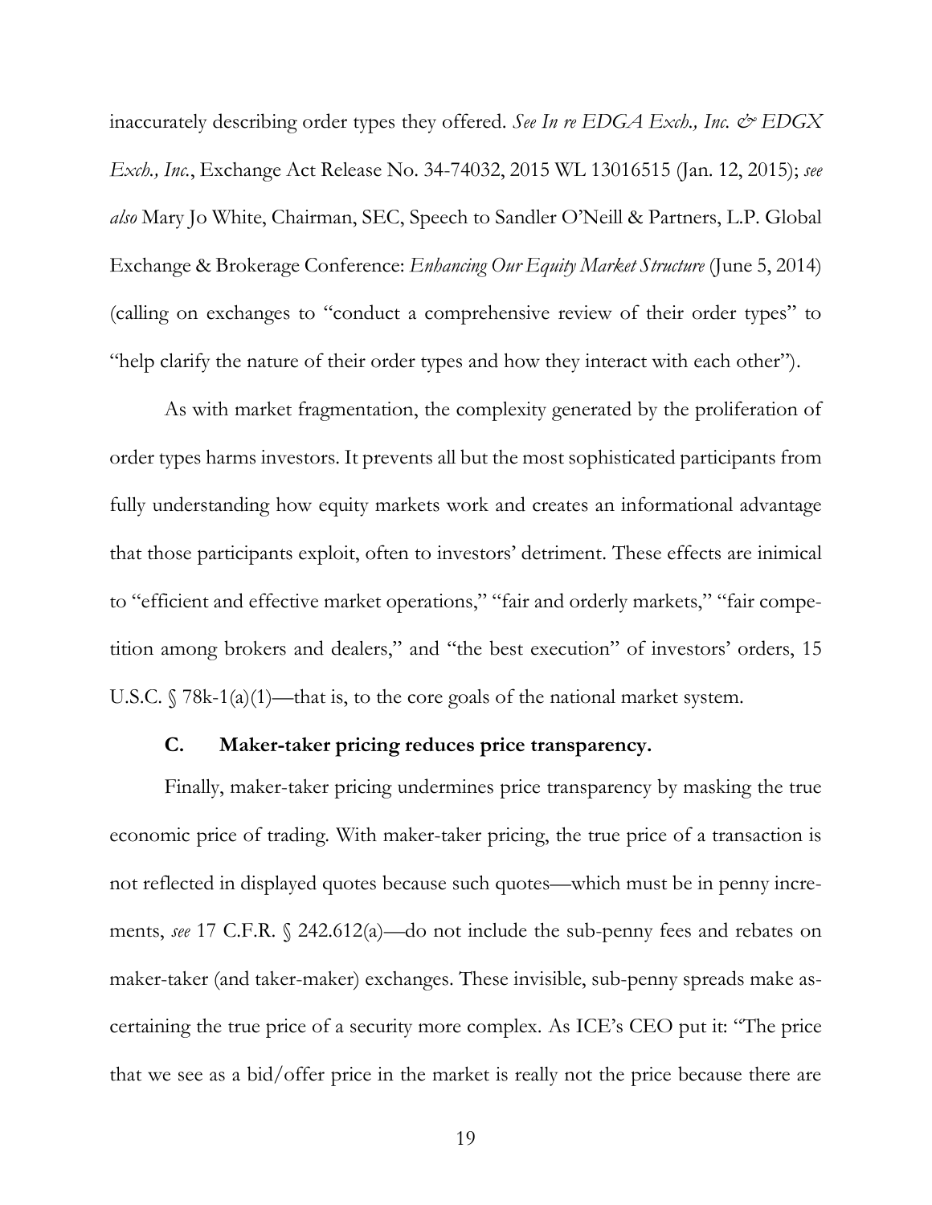inaccurately describing order types they offered. *See In re EDGA Exch., Inc. & EDGX Exch., Inc.*, Exchange Act Release No. 34-74032, 2015 WL 13016515 (Jan. 12, 2015); *see also* Mary Jo White, Chairman, SEC, Speech to Sandler O'Neill & Partners, L.P. Global Exchange & Brokerage Conference: *Enhancing Our Equity Market Structure* (June 5, 2014) (calling on exchanges to "conduct a comprehensive review of their order types" to "help clarify the nature of their order types and how they interact with each other").

As with market fragmentation, the complexity generated by the proliferation of order types harms investors. It prevents all but the most sophisticated participants from fully understanding how equity markets work and creates an informational advantage that those participants exploit, often to investors' detriment. These effects are inimical to "efficient and effective market operations," "fair and orderly markets," "fair competition among brokers and dealers," and "the best execution" of investors' orders, 15 U.S.C. § 78k-1(a)(1)—that is, to the core goals of the national market system.

### C. Maker-taker pricing reduces price transparency.

Finally, maker-taker pricing undermines price transparency by masking the true economic price of trading. With maker-taker pricing, the true price of a transaction is not reflected in displayed quotes because such quotes—which must be in penny increments, *see* 17 C.F.R. § 242.612(a)—do not include the sub-penny fees and rebates on maker-taker (and taker-maker) exchanges. These invisible, sub-penny spreads make ascertaining the true price of a security more complex. As ICE's CEO put it: "The price that we see as a bid/offer price in the market is really not the price because there are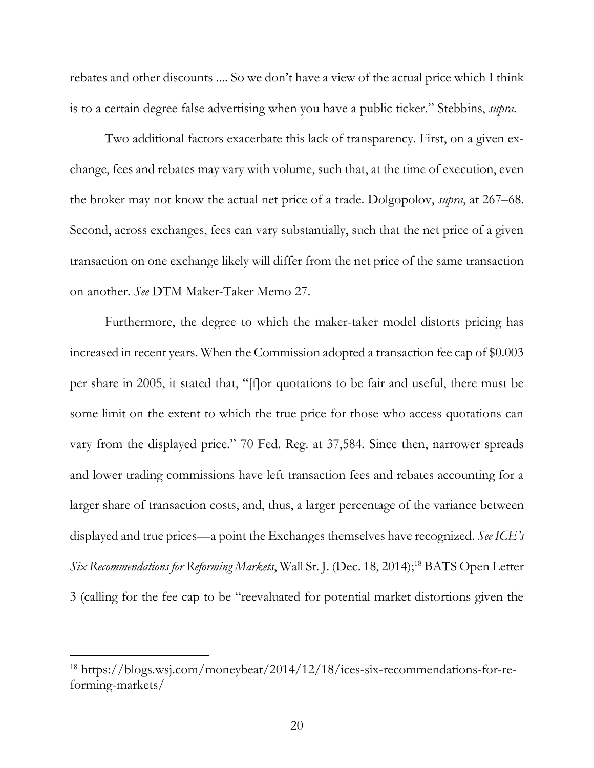rebates and other discounts .... So we don't have a view of the actual price which I think is to a certain degree false advertising when you have a public ticker." Stebbins, *supra*.

Two additional factors exacerbate this lack of transparency. First, on a given exchange, fees and rebates may vary with volume, such that, at the time of execution, even the broker may not know the actual net price of a trade. Dolgopolov, *supra*, at 267–68. Second, across exchanges, fees can vary substantially, such that the net price of a given transaction on one exchange likely will differ from the net price of the same transaction on another. *See* DTM Maker-Taker Memo 27.

Furthermore, the degree to which the maker-taker model distorts pricing has increased in recent years. When the Commission adopted a transaction fee cap of $0.003 per share in 2005, it stated that, "[f]or quotations to be fair and useful, there must be some limit on the extent to which the true price for those who access quotations can vary from the displayed price." 70 Fed. Reg. at 37,584. Since then, narrower spreads and lower trading commissions have left transaction fees and rebates accounting for a larger share of transaction costs, and, thus, a larger percentage of the variance between displayed and true prices—a point the Exchanges themselves have recognized. *See ICE's Six Recommendations for Reforming Markets*, Wall St. J. (Dec. 18, 2014);[18] BATS Open Letter 3 (calling for the fee cap to be "reevaluated for potential market distortions given the

---

[18] https://blogs.wsj.com/moneybeat/2014/12/18/ices-six-recommendations-for-reforming-markets/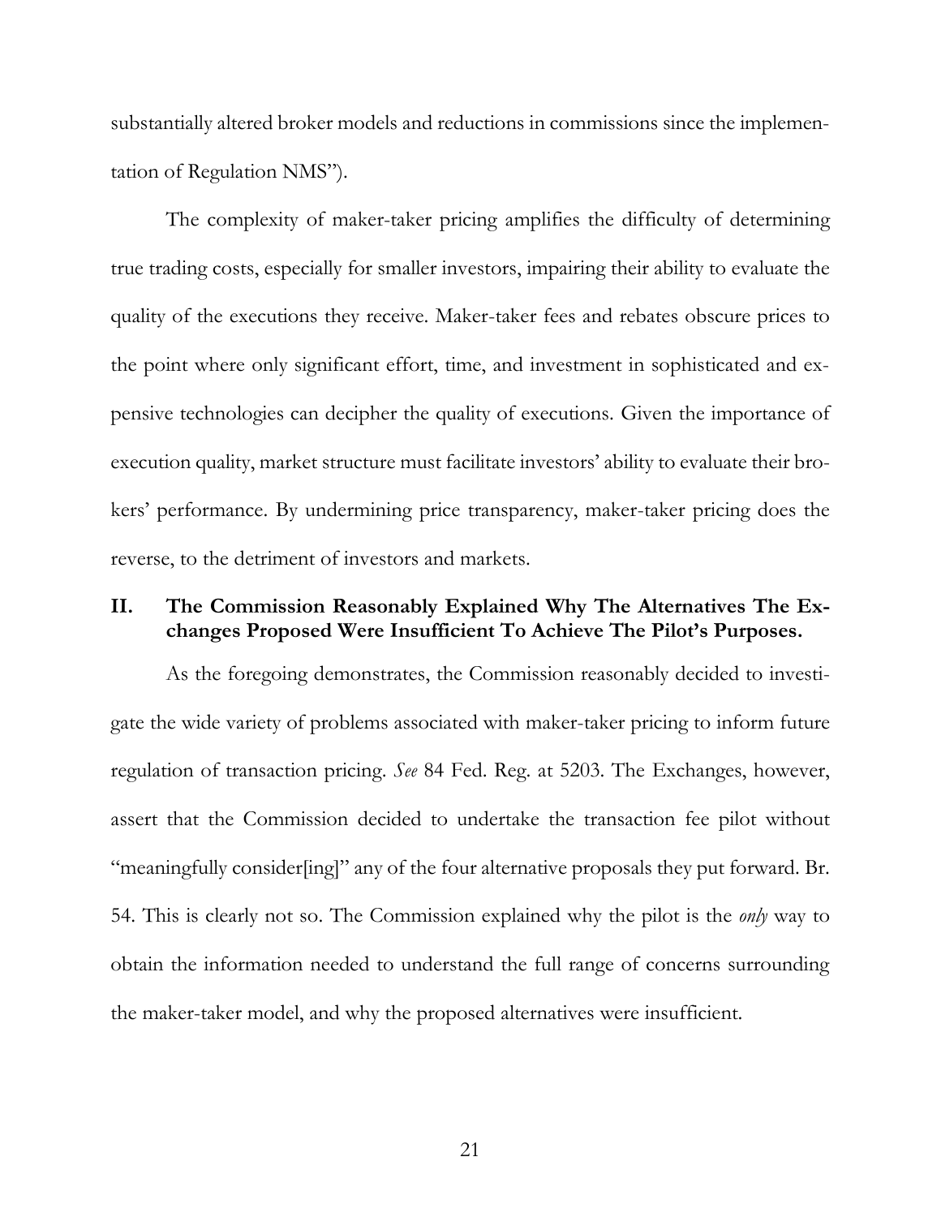substantially altered broker models and reductions in commissions since the implementation of Regulation NMS").

The complexity of maker-taker pricing amplifies the difficulty of determining true trading costs, especially for smaller investors, impairing their ability to evaluate the quality of the executions they receive. Maker-taker fees and rebates obscure prices to the point where only significant effort, time, and investment in sophisticated and expensive technologies can decipher the quality of executions. Given the importance of execution quality, market structure must facilitate investors' ability to evaluate their brokers' performance. By undermining price transparency, maker-taker pricing does the reverse, to the detriment of investors and markets.

## II. The Commission Reasonably Explained Why The Alternatives The Exchanges Proposed Were Insufficient To Achieve The Pilot's Purposes.

As the foregoing demonstrates, the Commission reasonably decided to investigate the wide variety of problems associated with maker-taker pricing to inform future regulation of transaction pricing. *See* 84 Fed. Reg. at 5203. The Exchanges, however, assert that the Commission decided to undertake the transaction fee pilot without "meaningfully consider[ing]" any of the four alternative proposals they put forward. Br. 54. This is clearly not so. The Commission explained why the pilot is the *only* way to obtain the information needed to understand the full range of concerns surrounding the maker-taker model, and why the proposed alternatives were insufficient.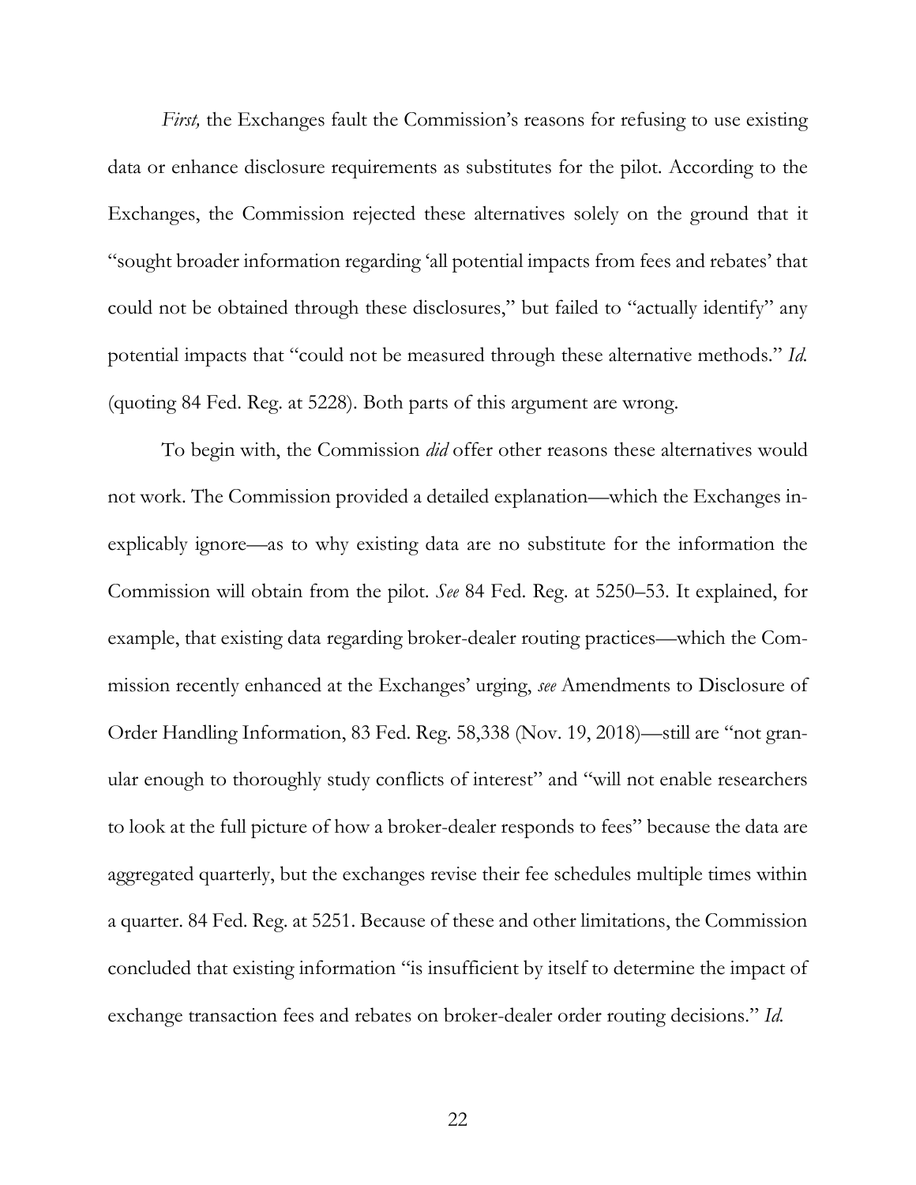*First,* the Exchanges fault the Commission's reasons for refusing to use existing data or enhance disclosure requirements as substitutes for the pilot. According to the Exchanges, the Commission rejected these alternatives solely on the ground that it "sought broader information regarding 'all potential impacts from fees and rebates' that could not be obtained through these disclosures," but failed to "actually identify" any potential impacts that "could not be measured through these alternative methods." *Id.* (quoting 84 Fed. Reg. at 5228). Both parts of this argument are wrong.

To begin with, the Commission *did* offer other reasons these alternatives would not work. The Commission provided a detailed explanation—which the Exchanges inexplicably ignore—as to why existing data are no substitute for the information the Commission will obtain from the pilot. *See* 84 Fed. Reg. at 5250–53. It explained, for example, that existing data regarding broker-dealer routing practices—which the Commission recently enhanced at the Exchanges' urging, *see* Amendments to Disclosure of Order Handling Information, 83 Fed. Reg. 58,338 (Nov. 19, 2018)—still are "not granular enough to thoroughly study conflicts of interest" and "will not enable researchers to look at the full picture of how a broker-dealer responds to fees" because the data are aggregated quarterly, but the exchanges revise their fee schedules multiple times within a quarter. 84 Fed. Reg. at 5251. Because of these and other limitations, the Commission concluded that existing information "is insufficient by itself to determine the impact of exchange transaction fees and rebates on broker-dealer order routing decisions." *Id.*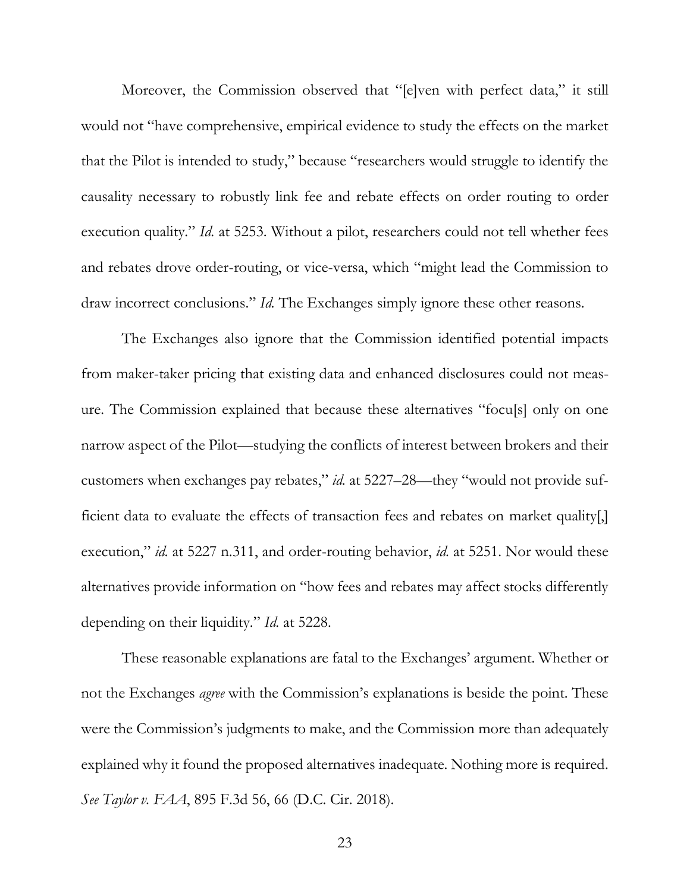Moreover, the Commission observed that "[e]ven with perfect data," it still would not "have comprehensive, empirical evidence to study the effects on the market that the Pilot is intended to study," because "researchers would struggle to identify the causality necessary to robustly link fee and rebate effects on order routing to order execution quality." *Id.* at 5253. Without a pilot, researchers could not tell whether fees and rebates drove order-routing, or vice-versa, which "might lead the Commission to draw incorrect conclusions." *Id.* The Exchanges simply ignore these other reasons.

The Exchanges also ignore that the Commission identified potential impacts from maker-taker pricing that existing data and enhanced disclosures could not measure. The Commission explained that because these alternatives "focu[s] only on one narrow aspect of the Pilot—studying the conflicts of interest between brokers and their customers when exchanges pay rebates," *id.* at 5227–28—they "would not provide sufficient data to evaluate the effects of transaction fees and rebates on market quality[,] execution," *id.* at 5227 n.311, and order-routing behavior, *id.* at 5251. Nor would these alternatives provide information on "how fees and rebates may affect stocks differently depending on their liquidity." *Id.* at 5228.

These reasonable explanations are fatal to the Exchanges' argument. Whether or not the Exchanges *agree* with the Commission's explanations is beside the point. These were the Commission's judgments to make, and the Commission more than adequately explained why it found the proposed alternatives inadequate. Nothing more is required. *See Taylor v. FAA*, 895 F.3d 56, 66 (D.C. Cir. 2018).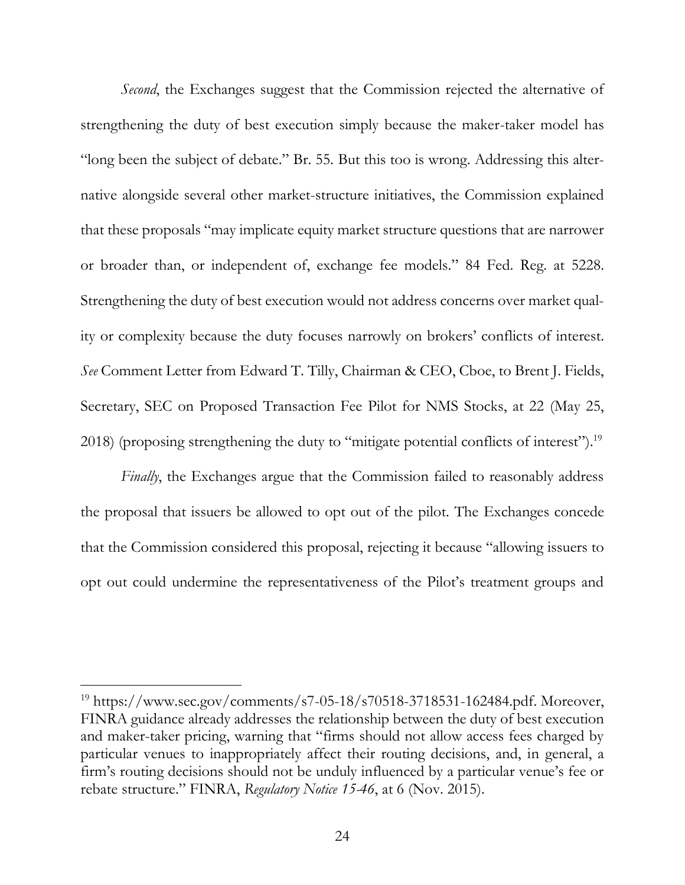*Second*, the Exchanges suggest that the Commission rejected the alternative of strengthening the duty of best execution simply because the maker-taker model has "long been the subject of debate." Br. 55. But this too is wrong. Addressing this alternative alongside several other market-structure initiatives, the Commission explained that these proposals "may implicate equity market structure questions that are narrower or broader than, or independent of, exchange fee models." 84 Fed. Reg. at 5228. Strengthening the duty of best execution would not address concerns over market quality or complexity because the duty focuses narrowly on brokers' conflicts of interest. *See* Comment Letter from Edward T. Tilly, Chairman & CEO, Cboe, to Brent J. Fields, Secretary, SEC on Proposed Transaction Fee Pilot for NMS Stocks, at 22 (May 25, 2018) (proposing strengthening the duty to "mitigate potential conflicts of interest").[19]

*Finally*, the Exchanges argue that the Commission failed to reasonably address the proposal that issuers be allowed to opt out of the pilot. The Exchanges concede that the Commission considered this proposal, rejecting it because "allowing issuers to opt out could undermine the representativeness of the Pilot's treatment groups and

---

[19] https://www.sec.gov/comments/s7-05-18/s70518-3718531-162484.pdf. Moreover, FINRA guidance already addresses the relationship between the duty of best execution and maker-taker pricing, warning that "firms should not allow access fees charged by particular venues to inappropriately affect their routing decisions, and, in general, a firm's routing decisions should not be unduly influenced by a particular venue's fee or rebate structure." FINRA, *Regulatory Notice 15-46*, at 6 (Nov. 2015).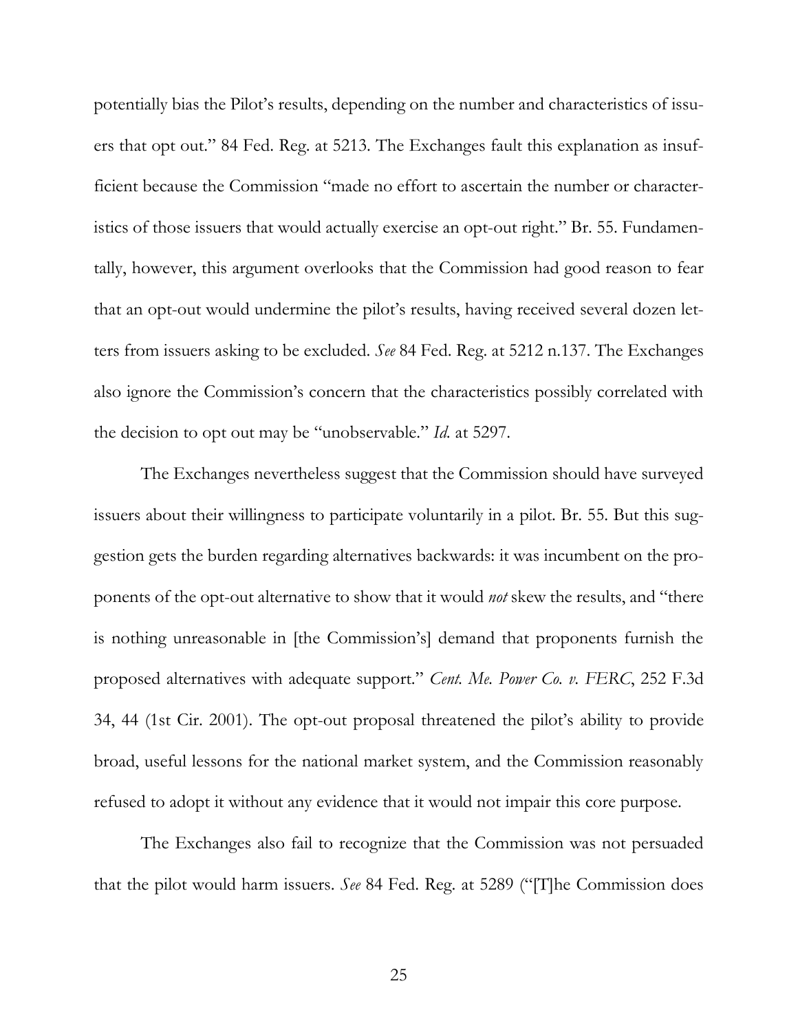potentially bias the Pilot's results, depending on the number and characteristics of issuers that opt out." 84 Fed. Reg. at 5213. The Exchanges fault this explanation as insufficient because the Commission "made no effort to ascertain the number or characteristics of those issuers that would actually exercise an opt-out right." Br. 55. Fundamentally, however, this argument overlooks that the Commission had good reason to fear that an opt-out would undermine the pilot's results, having received several dozen letters from issuers asking to be excluded. *See* 84 Fed. Reg. at 5212 n.137. The Exchanges also ignore the Commission's concern that the characteristics possibly correlated with the decision to opt out may be "unobservable." *Id.* at 5297.

The Exchanges nevertheless suggest that the Commission should have surveyed issuers about their willingness to participate voluntarily in a pilot. Br. 55. But this suggestion gets the burden regarding alternatives backwards: it was incumbent on the proponents of the opt-out alternative to show that it would *not* skew the results, and "there is nothing unreasonable in [the Commission's] demand that proponents furnish the proposed alternatives with adequate support." *Cent. Me. Power Co. v. FERC*, 252 F.3d 34, 44 (1st Cir. 2001). The opt-out proposal threatened the pilot's ability to provide broad, useful lessons for the national market system, and the Commission reasonably refused to adopt it without any evidence that it would not impair this core purpose.

The Exchanges also fail to recognize that the Commission was not persuaded that the pilot would harm issuers. *See* 84 Fed. Reg. at 5289 ("[T]he Commission does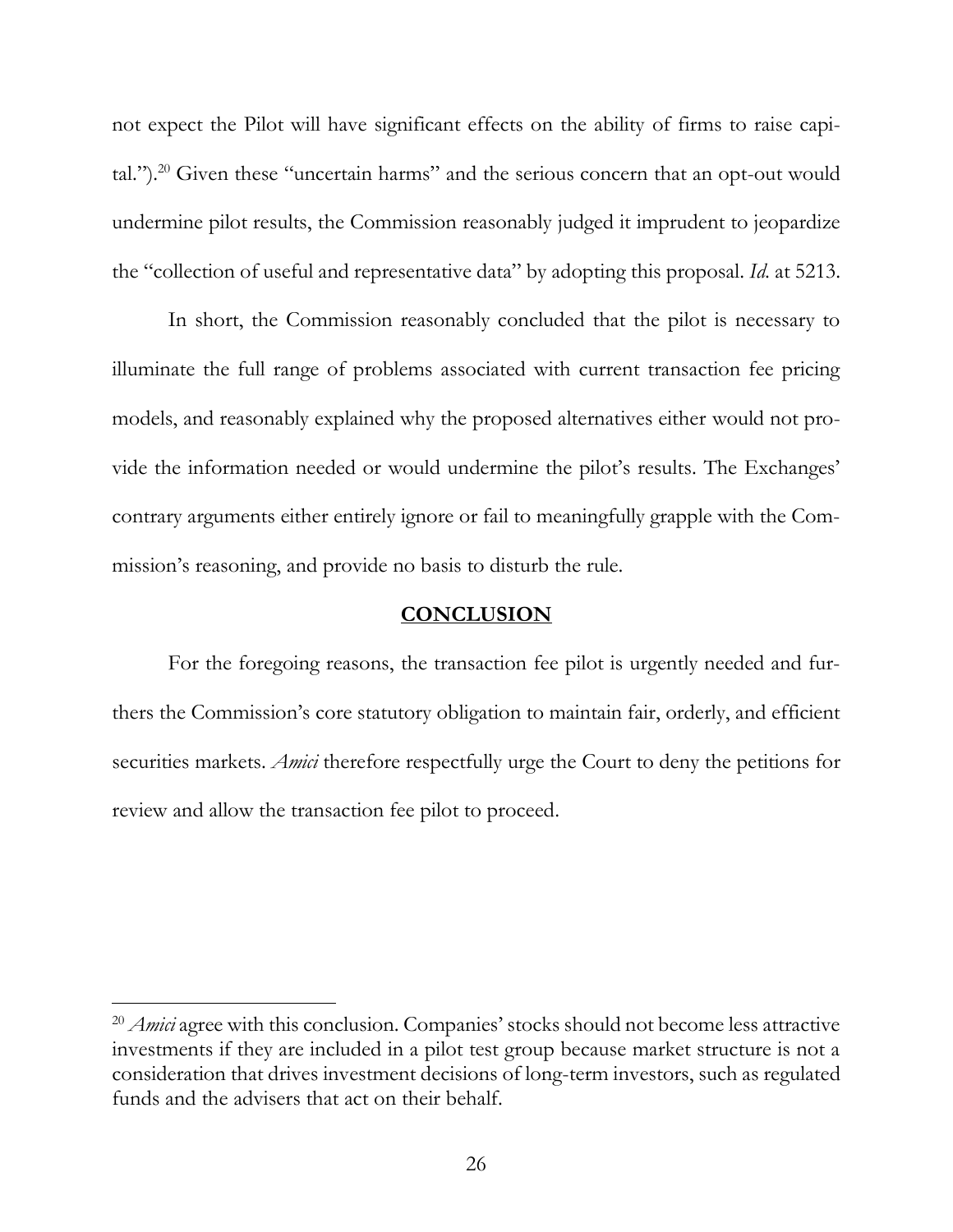not expect the Pilot will have significant effects on the ability of firms to raise capital.").[20] Given these "uncertain harms" and the serious concern that an opt-out would undermine pilot results, the Commission reasonably judged it imprudent to jeopardize the "collection of useful and representative data" by adopting this proposal. *Id.* at 5213.

In short, the Commission reasonably concluded that the pilot is necessary to illuminate the full range of problems associated with current transaction fee pricing models, and reasonably explained why the proposed alternatives either would not provide the information needed or would undermine the pilot's results. The Exchanges' contrary arguments either entirely ignore or fail to meaningfully grapple with the Commission's reasoning, and provide no basis to disturb the rule.

## CONCLUSION

For the foregoing reasons, the transaction fee pilot is urgently needed and furthers the Commission's core statutory obligation to maintain fair, orderly, and efficient securities markets. *Amici* therefore respectfully urge the Court to deny the petitions for review and allow the transaction fee pilot to proceed.

---

[20] *Amici* agree with this conclusion. Companies' stocks should not become less attractive investments if they are included in a pilot test group because market structure is not a consideration that drives investment decisions of long-term investors, such as regulated funds and the advisers that act on their behalf.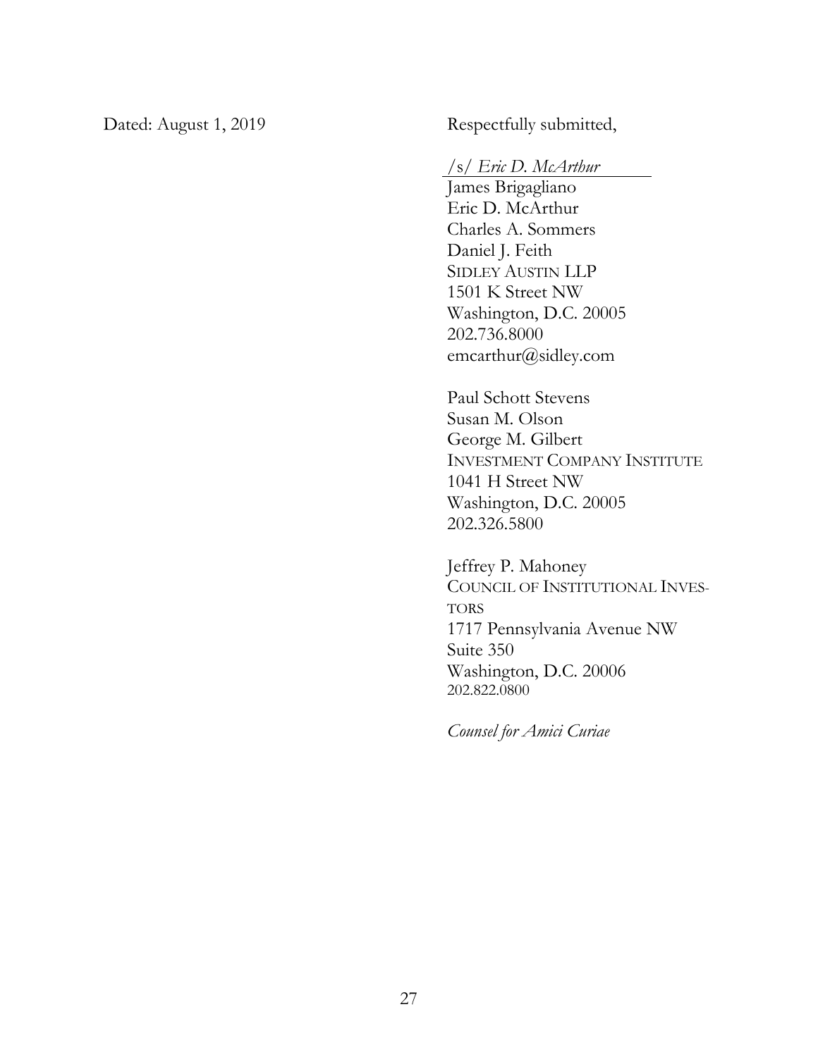Dated: August 1, 2019

Respectfully submitted,

/s/ *Eric D. McArthur*

James Brigagliano
Eric D. McArthur
Charles A. Sommers
Daniel J. Feith
SIDLEY AUSTIN LLP
1501 K Street NW
Washington, D.C. 20005
202.736.8000
emcarthur@sidley.com

Paul Schott Stevens
Susan M. Olson
George M. Gilbert
INVESTMENT COMPANY INSTITUTE
1041 H Street NW
Washington, D.C. 20005
202.326.5800

Jeffrey P. Mahoney
COUNCIL OF INSTITUTIONAL INVESTORS
1717 Pennsylvania Avenue NW
Suite 350
Washington, D.C. 20006
202.822.0800

*Counsel for Amici Curiae*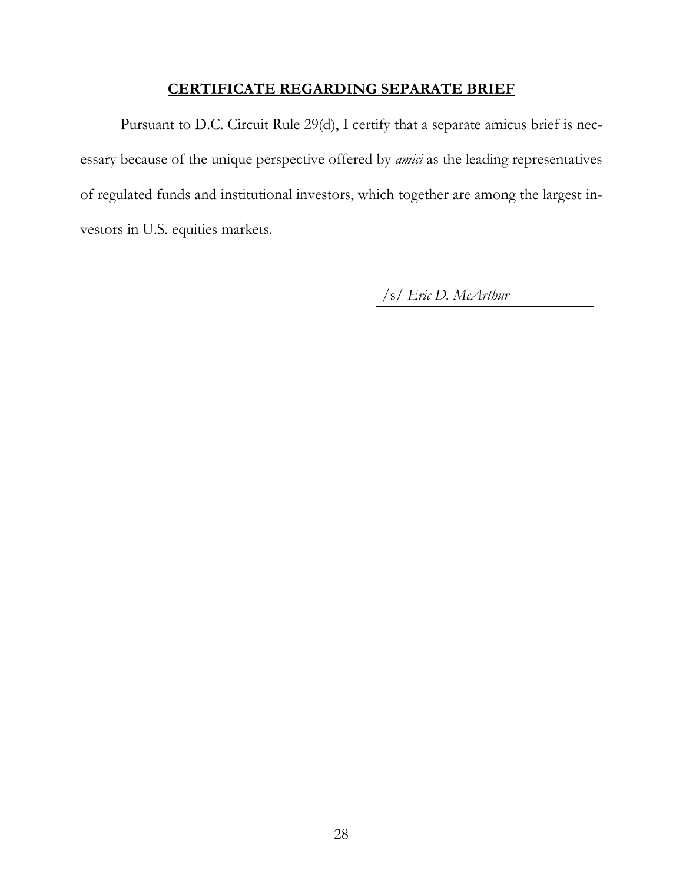## CERTIFICATE REGARDING SEPARATE BRIEF

Pursuant to D.C. Circuit Rule 29(d), I certify that a separate amicus brief is necessary because of the unique perspective offered by *amici* as the leading representatives of regulated funds and institutional investors, which together are among the largest investors in U.S. equities markets.

/s/ *Eric D. McArthur*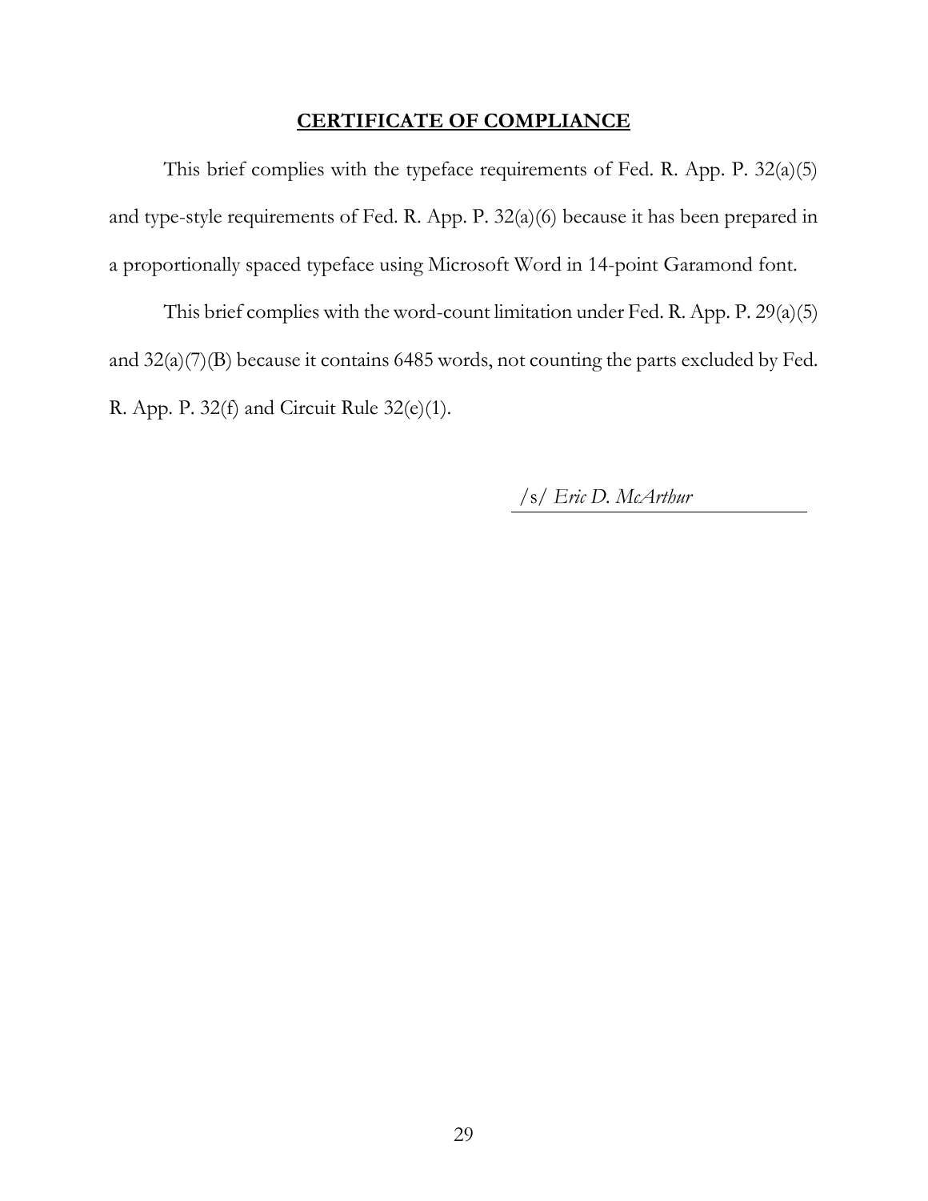## **CERTIFICATE OF COMPLIANCE**

This brief complies with the typeface requirements of Fed. R. App. P. 32(a)(5) and type-style requirements of Fed. R. App. P. 32(a)(6) because it has been prepared in a proportionally spaced typeface using Microsoft Word in 14-point Garamond font.

This brief complies with the word-count limitation under Fed. R. App. P. 29(a)(5) and 32(a)(7)(B) because it contains 6485 words, not counting the parts excluded by Fed. R. App. P. 32(f) and Circuit Rule 32(e)(1).

/s/ *Eric D. McArthur*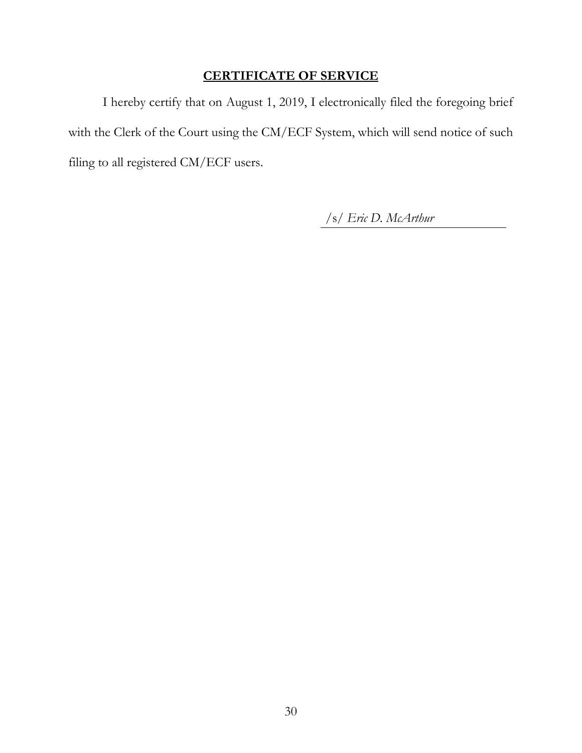## **CERTIFICATE OF SERVICE**

I hereby certify that on August 1, 2019, I electronically filed the foregoing brief with the Clerk of the Court using the CM/ECF System, which will send notice of such filing to all registered CM/ECF users.

/s/ *Eric D. McArthur*